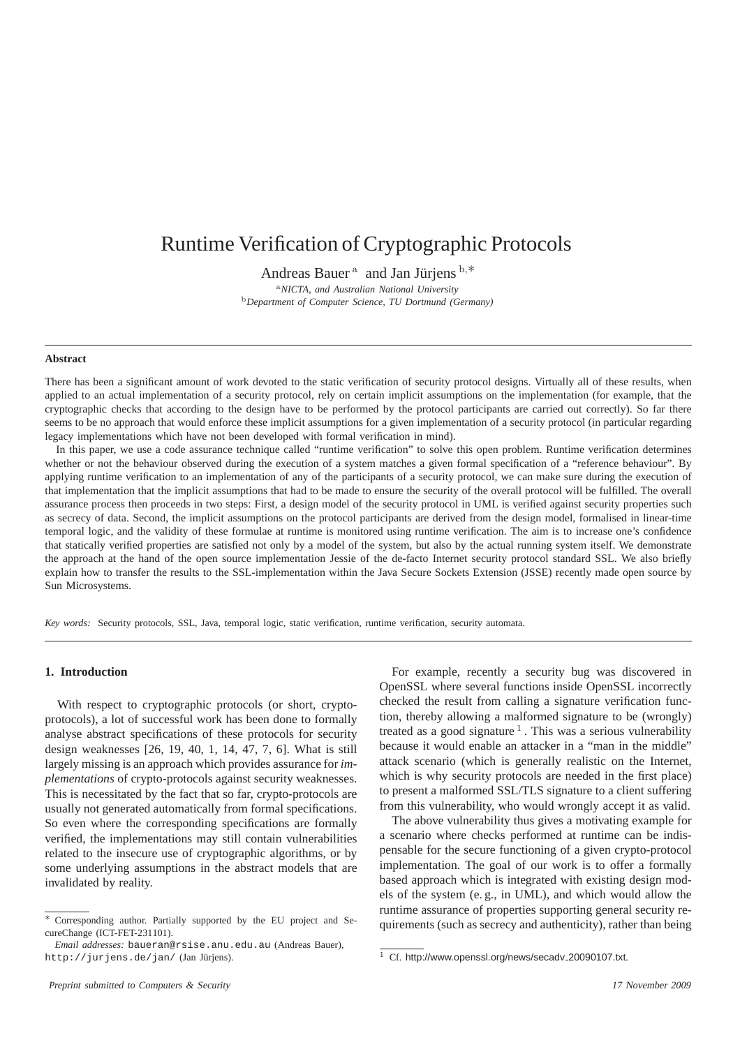# Runtime Verification of Cryptographic Protocols

Andreas Bauer [a] and Jan Jürjens [b,∗]

[a] *NICTA, and Australian National University*
[b] *Department of Computer Science, TU Dortmund (Germany)*

---

**Abstract**

There has been a significant amount of work devoted to the static verification of security protocol designs. Virtually all of these results, when applied to an actual implementation of a security protocol, rely on certain implicit assumptions on the implementation (for example, that the cryptographic checks that according to the design have to be performed by the protocol participants are carried out correctly). So far there seems to be no approach that would enforce these implicit assumptions for a given implementation of a security protocol (in particular regarding legacy implementations which have not been developed with formal verification in mind).

In this paper, we use a code assurance technique called "runtime verification" to solve this open problem. Runtime verification determines whether or not the behaviour observed during the execution of a system matches a given formal specification of a "reference behaviour". By applying runtime verification to an implementation of any of the participants of a security protocol, we can make sure during the execution of that implementation that the implicit assumptions that had to be made to ensure the security of the overall protocol will be fulfilled. The overall assurance process then proceeds in two steps: First, a design model of the security protocol in UML is verified against security properties such as secrecy of data. Second, the implicit assumptions on the protocol participants are derived from the design model, formalised in linear-time temporal logic, and the validity of these formulae at runtime is monitored using runtime verification. The aim is to increase one's confidence that statically verified properties are satisfied not only by a model of the system, but also by the actual running system itself. We demonstrate the approach at the hand of the open source implementation Jessie of the de-facto Internet security protocol standard SSL. We also briefly explain how to transfer the results to the SSL-implementation within the Java Secure Sockets Extension (JSSE) recently made open source by Sun Microsystems.

*Key words:* Security protocols, SSL, Java, temporal logic, static verification, runtime verification, security automata.

---

## 1. Introduction

With respect to cryptographic protocols (or short, crypto-protocols), a lot of successful work has been done to formally analyse abstract specifications of these protocols for security design weaknesses [26, 19, 40, 1, 14, 47, 7, 6]. What is still largely missing is an approach which provides assurance for *implementations* of crypto-protocols against security weaknesses. This is necessitated by the fact that so far, crypto-protocols are usually not generated automatically from formal specifications. So even where the corresponding specifications are formally verified, the implementations may still contain vulnerabilities related to the insecure use of cryptographic algorithms, or by some underlying assumptions in the abstract models that are invalidated by reality.

For example, recently a security bug was discovered in OpenSSL where several functions inside OpenSSL incorrectly checked the result from calling a signature verification function, thereby allowing a malformed signature to be (wrongly) treated as a good signature [1]. This was a serious vulnerability because it would enable an attacker in a "man in the middle" attack scenario (which is generally realistic on the Internet, which is why security protocols are needed in the first place) to present a malformed SSL/TLS signature to a client suffering from this vulnerability, who would wrongly accept it as valid.

The above vulnerability thus gives a motivating example for a scenario where checks performed at runtime can be indispensable for the secure functioning of a given crypto-protocol implementation. The goal of our work is to offer a formally based approach which is integrated with existing design models of the system (e. g., in UML), and which would allow the runtime assurance of properties supporting general security requirements (such as secrecy and authenticity), rather than being

---

∗ Corresponding author. Partially supported by the EU project and SecureChange (ICT-FET-231101).

*Email addresses:* baueran@rsise.anu.edu.au (Andreas Bauer), http://jurjens.de/jan/ (Jan Jürjens).

[1] Cf. http://www.openssl.org/news/secadv_20090107.txt.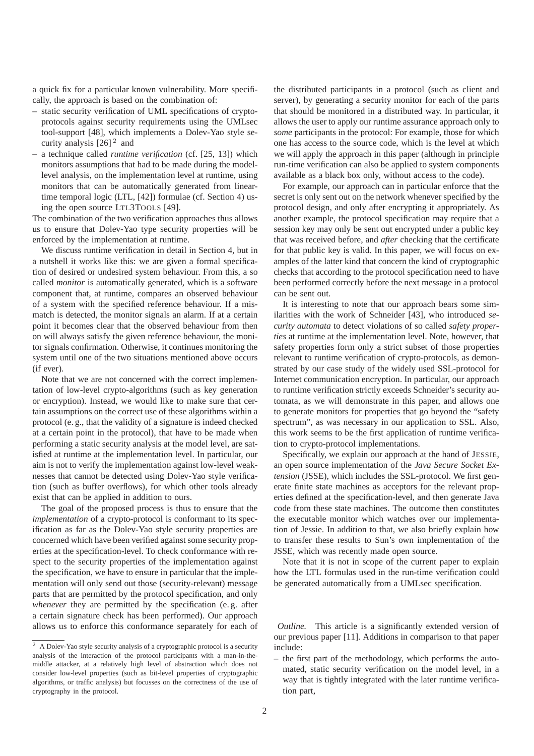a quick fix for a particular known vulnerability. More specifically, the approach is based on the combination of:

– static security verification of UML specifications of crypto-protocols against security requirements using the UMLsec tool-support [48], which implements a Dolev-Yao style security analysis [26] [2] and
– a technique called *runtime verification* (cf. [25, 13]) which monitors assumptions that had to be made during the model-level analysis, on the implementation level at runtime, using monitors that can be automatically generated from linear-time temporal logic (LTL, [42]) formulae (cf. Section 4) using the open source LTL3TOOLS [49].

The combination of the two verification approaches thus allows us to ensure that Dolev-Yao type security properties will be enforced by the implementation at runtime.

We discuss runtime verification in detail in Section 4, but in a nutshell it works like this: we are given a formal specification of desired or undesired system behaviour. From this, a so called *monitor* is automatically generated, which is a software component that, at runtime, compares an observed behaviour of a system with the specified reference behaviour. If a mismatch is detected, the monitor signals an alarm. If at a certain point it becomes clear that the observed behaviour from then on will always satisfy the given reference behaviour, the monitor signals confirmation. Otherwise, it continues monitoring the system until one of the two situations mentioned above occurs (if ever).

Note that we are not concerned with the correct implementation of low-level crypto-algorithms (such as key generation or encryption). Instead, we would like to make sure that certain assumptions on the correct use of these algorithms within a protocol (e. g., that the validity of a signature is indeed checked at a certain point in the protocol), that have to be made when performing a static security analysis at the model level, are satisfied at runtime at the implementation level. In particular, our aim is not to verify the implementation against low-level weaknesses that cannot be detected using Dolev-Yao style verification (such as buffer overflows), for which other tools already exist that can be applied in addition to ours.

The goal of the proposed process is thus to ensure that the *implementation* of a crypto-protocol is conformant to its specification as far as the Dolev-Yao style security properties are concerned which have been verified against some security properties at the specification-level. To check conformance with respect to the security properties of the implementation against the specification, we have to ensure in particular that the implementation will only send out those (security-relevant) message parts that are permitted by the protocol specification, and only *whenever* they are permitted by the specification (e. g. after a certain signature check has been performed). Our approach allows us to enforce this conformance separately for each of the distributed participants in a protocol (such as client and server), by generating a security monitor for each of the parts that should be monitored in a distributed way. In particular, it allows the user to apply our runtime assurance approach only to *some* participants in the protocol: For example, those for which one has access to the source code, which is the level at which we will apply the approach in this paper (although in principle run-time verification can also be applied to system components available as a black box only, without access to the code).

For example, our approach can in particular enforce that the secret is only sent out on the network whenever specified by the protocol design, and only after encrypting it appropriately. As another example, the protocol specification may require that a session key may only be sent out encrypted under a public key that was received before, and *after* checking that the certificate for that public key is valid. In this paper, we will focus on examples of the latter kind that concern the kind of cryptographic checks that according to the protocol specification need to have been performed correctly before the next message in a protocol can be sent out.

It is interesting to note that our approach bears some similarities with the work of Schneider [43], who introduced *security automata* to detect violations of so called *safety properties* at runtime at the implementation level. Note, however, that safety properties form only a strict subset of those properties relevant to runtime verification of crypto-protocols, as demonstrated by our case study of the widely used SSL-protocol for Internet communication encryption. In particular, our approach to runtime verification strictly exceeds Schneider's security automata, as we will demonstrate in this paper, and allows one to generate monitors for properties that go beyond the "safety spectrum", as was necessary in our application to SSL. Also, this work seems to be the first application of runtime verification to crypto-protocol implementations.

Specifically, we explain our approach at the hand of JESSIE, an open source implementation of the *Java Secure Socket Extension* (JSSE), which includes the SSL-protocol. We first generate finite state machines as acceptors for the relevant properties defined at the specification-level, and then generate Java code from these state machines. The outcome then constitutes the executable monitor which watches over our implementation of Jessie. In addition to that, we also briefly explain how to transfer these results to Sun's own implementation of the JSSE, which was recently made open source.

Note that it is not in scope of the current paper to explain how the LTL formulas used in the run-time verification could be generated automatically from a UMLsec specification.

*Outline.* This article is a significantly extended version of our previous paper [11]. Additions in comparison to that paper include:

– the first part of the methodology, which performs the automated, static security verification on the model level, in a way that is tightly integrated with the later runtime verification part,

[2] A Dolev-Yao style security analysis of a cryptographic protocol is a security analysis of the interaction of the protocol participants with a man-in-the-middle attacker, at a relatively high level of abstraction which does not consider low-level properties (such as bit-level properties of cryptographic algorithms, or traffic analysis) but focusses on the correctness of the use of cryptography in the protocol.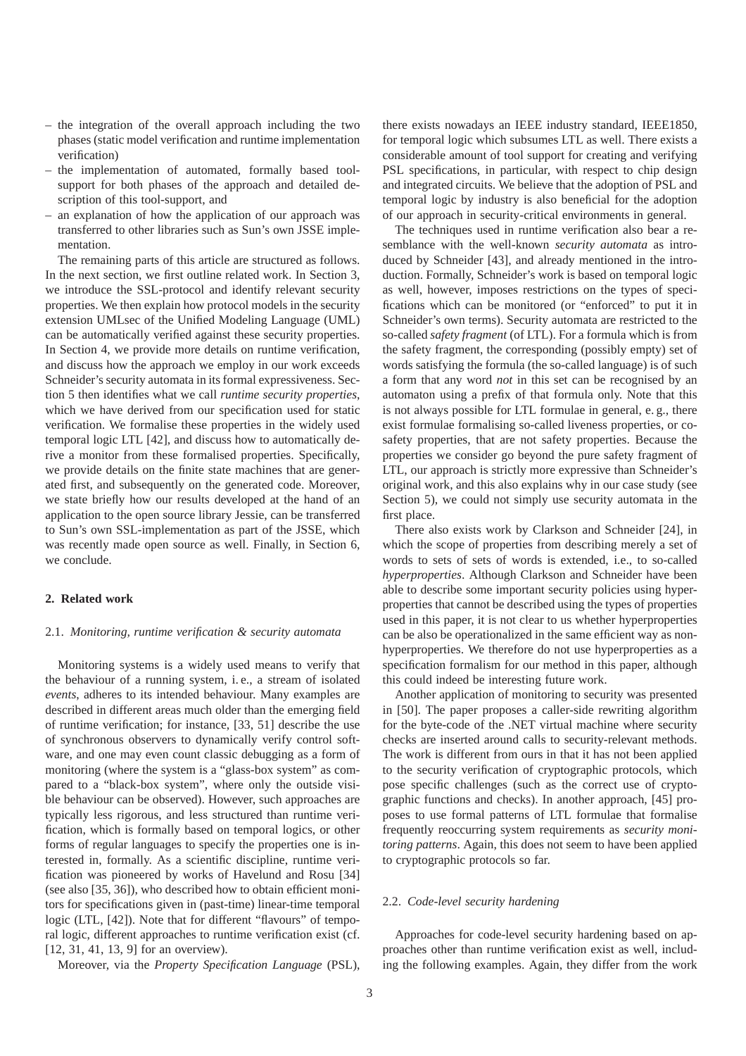– the integration of the overall approach including the two phases (static model verification and runtime implementation verification)
– the implementation of automated, formally based tool-support for both phases of the approach and detailed description of this tool-support, and
– an explanation of how the application of our approach was transferred to other libraries such as Sun's own JSSE implementation.

The remaining parts of this article are structured as follows. In the next section, we first outline related work. In Section 3, we introduce the SSL-protocol and identify relevant security properties. We then explain how protocol models in the security extension UMLsec of the Unified Modeling Language (UML) can be automatically verified against these security properties. In Section 4, we provide more details on runtime verification, and discuss how the approach we employ in our work exceeds Schneider's security automata in its formal expressiveness. Section 5 then identifies what we call *runtime security properties*, which we have derived from our specification used for static verification. We formalise these properties in the widely used temporal logic LTL [42], and discuss how to automatically derive a monitor from these formalised properties. Specifically, we provide details on the finite state machines that are generated first, and subsequently on the generated code. Moreover, we state briefly how our results developed at the hand of an application to the open source library Jessie, can be transferred to Sun's own SSL-implementation as part of the JSSE, which was recently made open source as well. Finally, in Section 6, we conclude.

## 2. Related work

### 2.1. *Monitoring, runtime verification & security automata*

Monitoring systems is a widely used means to verify that the behaviour of a running system, i. e., a stream of isolated *events*, adheres to its intended behaviour. Many examples are described in different areas much older than the emerging field of runtime verification; for instance, [33, 51] describe the use of synchronous observers to dynamically verify control software, and one may even count classic debugging as a form of monitoring (where the system is a "glass-box system" as compared to a "black-box system", where only the outside visible behaviour can be observed). However, such approaches are typically less rigorous, and less structured than runtime verification, which is formally based on temporal logics, or other forms of regular languages to specify the properties one is interested in, formally. As a scientific discipline, runtime verification was pioneered by works of Havelund and Rosu [34] (see also [35, 36]), who described how to obtain efficient monitors for specifications given in (past-time) linear-time temporal logic (LTL, [42]). Note that for different "flavours" of temporal logic, different approaches to runtime verification exist (cf. [12, 31, 41, 13, 9] for an overview).

Moreover, via the *Property Specification Language* (PSL), there exists nowadays an IEEE industry standard, IEEE1850, for temporal logic which subsumes LTL as well. There exists a considerable amount of tool support for creating and verifying PSL specifications, in particular, with respect to chip design and integrated circuits. We believe that the adoption of PSL and temporal logic by industry is also beneficial for the adoption of our approach in security-critical environments in general.

The techniques used in runtime verification also bear a resemblance with the well-known *security automata* as introduced by Schneider [43], and already mentioned in the introduction. Formally, Schneider's work is based on temporal logic as well, however, imposes restrictions on the types of specifications which can be monitored (or "enforced" to put it in Schneider's own terms). Security automata are restricted to the so-called *safety fragment* (of LTL). For a formula which is from the safety fragment, the corresponding (possibly empty) set of words satisfying the formula (the so-called language) is of such a form that any word *not* in this set can be recognised by an automaton using a prefix of that formula only. Note that this is not always possible for LTL formulae in general, e. g., there exist formulae formalising so-called liveness properties, or co-safety properties, that are not safety properties. Because the properties we consider go beyond the pure safety fragment of LTL, our approach is strictly more expressive than Schneider's original work, and this also explains why in our case study (see Section 5), we could not simply use security automata in the first place.

There also exists work by Clarkson and Schneider [24], in which the scope of properties from describing merely a set of words to sets of sets of words is extended, i.e., to so-called *hyperproperties*. Although Clarkson and Schneider have been able to describe some important security policies using hyperproperties that cannot be described using the types of properties used in this paper, it is not clear to us whether hyperproperties can be also be operationalized in the same efficient way as non-hyperproperties. We therefore do not use hyperproperties as a specification formalism for our method in this paper, although this could indeed be interesting future work.

Another application of monitoring to security was presented in [50]. The paper proposes a caller-side rewriting algorithm for the byte-code of the .NET virtual machine where security checks are inserted around calls to security-relevant methods. The work is different from ours in that it has not been applied to the security verification of cryptographic protocols, which pose specific challenges (such as the correct use of cryptographic functions and checks). In another approach, [45] proposes to use formal patterns of LTL formulae that formalise frequently reoccurring system requirements as *security monitoring patterns*. Again, this does not seem to have been applied to cryptographic protocols so far.

### 2.2. *Code-level security hardening*

Approaches for code-level security hardening based on approaches other than runtime verification exist as well, including the following examples. Again, they differ from the work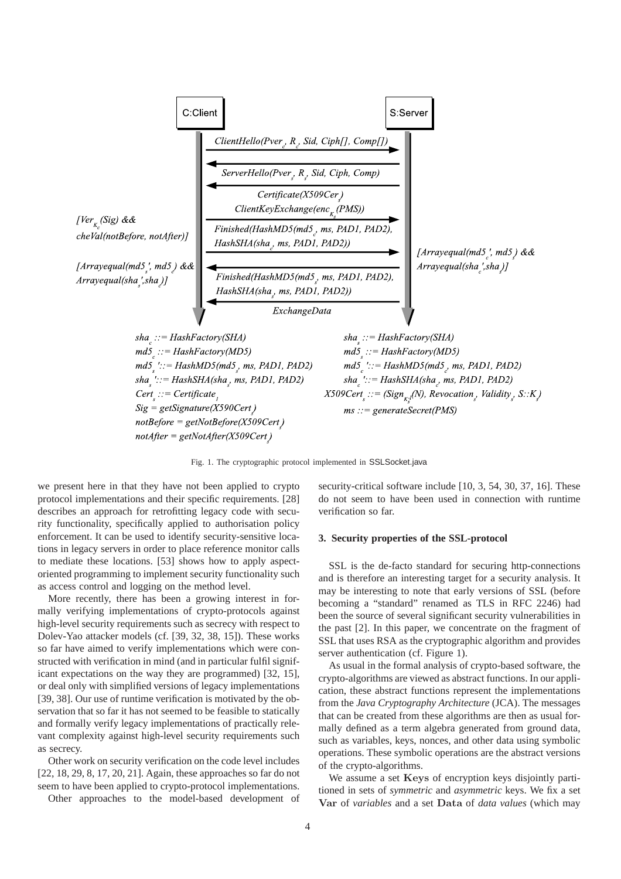Fig. 1. The cryptographic protocol implemented in SSLSocket.java

we present here in that they have not been applied to crypto protocol implementations and their specific requirements. [28] describes an approach for retrofitting legacy code with security functionality, specifically applied to authorisation policy enforcement. It can be used to identify security-sensitive locations in legacy servers in order to place reference monitor calls to mediate these locations. [53] shows how to apply aspect-oriented programming to implement security functionality such as access control and logging on the method level.

More recently, there has been a growing interest in formally verifying implementations of crypto-protocols against high-level security requirements such as secrecy with respect to Dolev-Yao attacker models (cf. [39, 32, 38, 15]). These works so far have aimed to verify implementations which were constructed with verification in mind (and in particular fulfil significant expectations on the way they are programmed) [32, 15], or deal only with simplified versions of legacy implementations [39, 38]. Our use of runtime verification is motivated by the observation that so far it has not seemed to be feasible to statically and formally verify legacy implementations of practically relevant complexity against high-level security requirements such as secrecy.

Other work on security verification on the code level includes [22, 18, 29, 8, 17, 20, 21]. Again, these approaches so far do not seem to have been applied to crypto-protocol implementations.

Other approaches to the model-based development of security-critical software include [10, 3, 54, 30, 37, 16]. These do not seem to have been used in connection with runtime verification so far.

### 3. Security properties of the SSL-protocol

SSL is the de-facto standard for securing http-connections and is therefore an interesting target for a security analysis. It may be interesting to note that early versions of SSL (before becoming a "standard" renamed as TLS in RFC 2246) had been the source of several significant security vulnerabilities in the past [2]. In this paper, we concentrate on the fragment of SSL that uses RSA as the cryptographic algorithm and provides server authentication (cf. Figure 1).

As usual in the formal analysis of crypto-based software, the crypto-algorithms are viewed as abstract functions. In our application, these abstract functions represent the implementations from the *Java Cryptography Architecture* (JCA). The messages that can be created from these algorithms are then as usual formally defined as a term algebra generated from ground data, such as variables, keys, nonces, and other data using symbolic operations. These symbolic operations are the abstract versions of the crypto-algorithms.

We assume a set **Keys** of encryption keys disjointly partitioned in sets of *symmetric* and *asymmetric* keys. We fix a set **Var** of *variables* and a set **Data** of *data values* (which may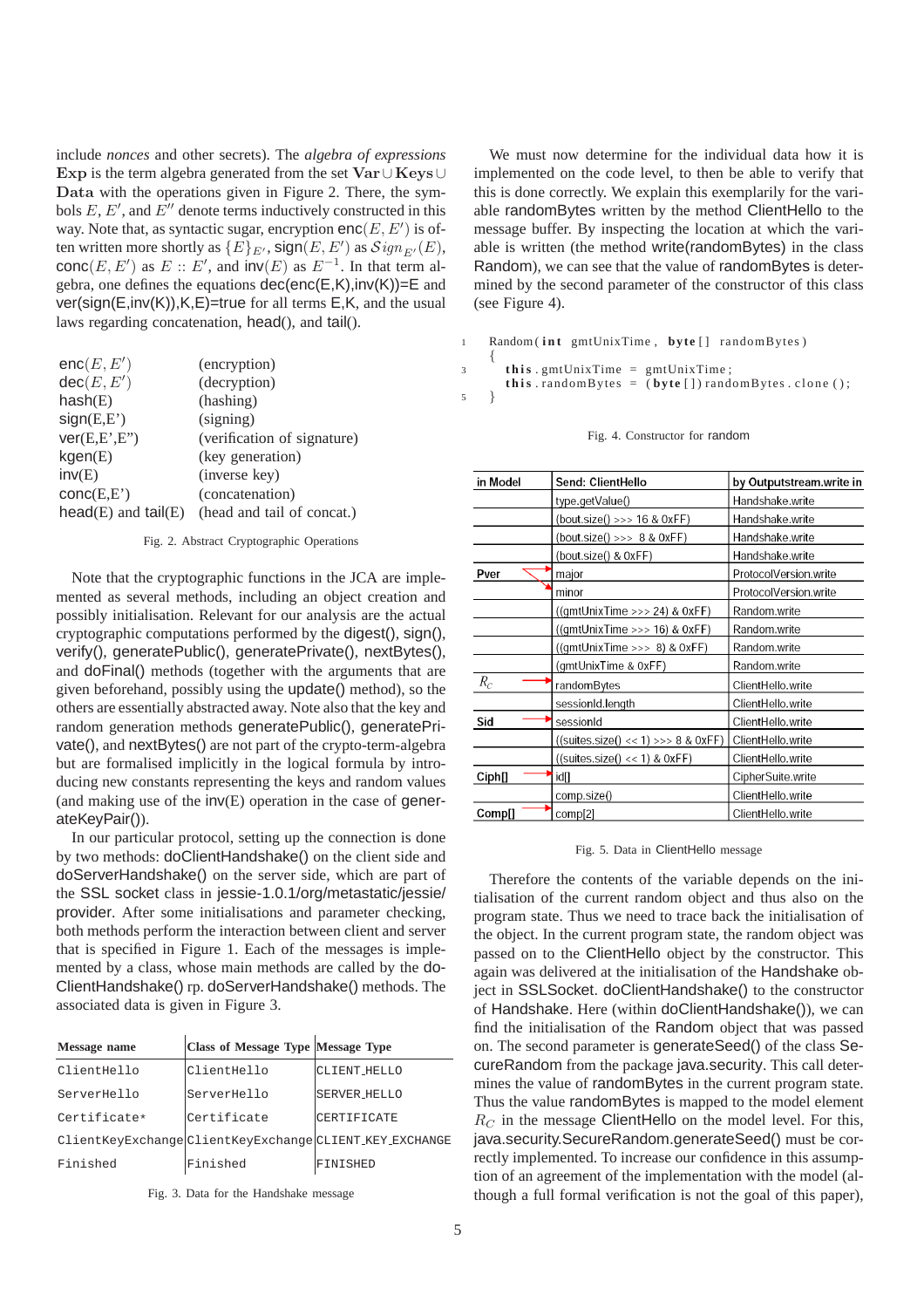include *nonces* and other secrets). The *algebra of expressions* **Exp** is the term algebra generated from the set **Var** ∪ **Keys** ∪ **Data** with the operations given in Figure 2. There, the symbols $E$, $E'$, and $E''$ denote terms inductively constructed in this way. Note that, as syntactic sugar, encryption enc$(E, E')$ is often written more shortly as $\{E\}_{E'}$, sign$(E, E')$ as $Sign_{E'}(E)$, conc$(E, E')$ as $E :: E'$, and inv$(E)$ as $E^{-1}$. In that term algebra, one defines the equations dec(enc(E,K),inv(K))=E and ver(sign(E,inv(K)),K,E)=true for all terms E,K, and the usual laws regarding concatenation, head(), and tail().

| | |
|---|---|
| enc$(E, E')$ | (encryption) |
| dec$(E, E')$ | (decryption) |
| hash(E) | (hashing) |
| sign(E,E') | (signing) |
| ver(E,E',E") | (verification of signature) |
| kgen(E) | (key generation) |
| inv(E) | (inverse key) |
| conc(E,E') | (concatenation) |
| head(E) and tail(E) | (head and tail of concat.) |

Fig. 2. Abstract Cryptographic Operations

Note that the cryptographic functions in the JCA are implemented as several methods, including an object creation and possibly initialisation. Relevant for our analysis are the actual cryptographic computations performed by the digest(), sign(), verify(), generatePublic(), generatePrivate(), nextBytes(), and doFinal() methods (together with the arguments that are given beforehand, possibly using the update() method), so the others are essentially abstracted away. Note also that the key and random generation methods generatePublic(), generatePrivate(), and nextBytes() are not part of the crypto-term-algebra but are formalised implicitly in the logical formula by introducing new constants representing the keys and random values (and making use of the inv(E) operation in the case of generateKeyPair()).

In our particular protocol, setting up the connection is done by two methods: doClientHandshake() on the client side and doServerHandshake() on the server side, which are part of the SSL socket class in jessie-1.0.1/org/metastatic/jessie/provider. After some initialisations and parameter checking, both methods perform the interaction between client and server that is specified in Figure 1. Each of the messages is implemented by a class, whose main methods are called by the doClientHandshake() rp. doServerHandshake() methods. The associated data is given in Figure 3.

| Message name | Class of Message Type | Message Type |
|---|---|---|
| ClientHello | ClientHello | CLIENT_HELLO |
| ServerHello | ServerHello | SERVER_HELLO |
| Certificate* | Certificate | CERTIFICATE |
| ClientKeyExchange | ClientKeyExchange | CLIENT_KEY_EXCHANGE |
| Finished | Finished | FINISHED |

Fig. 3. Data for the Handshake message

We must now determine for the individual data how it is implemented on the code level, to then be able to verify that this is done correctly. We explain this exemplarily for the variable randomBytes written by the method ClientHello to the message buffer. By inspecting the location at which the variable is written (the method write(randomBytes) in the class Random), we can see that the value of randomBytes is determined by the second parameter of the constructor of this class (see Figure 4).

```
1   Random(int gmtUnixTime, byte[] randomBytes)
    {
3     this.gmtUnixTime = gmtUnixTime;
      this.randomBytes = (byte[])randomBytes.clone();
5   }
```

Fig. 4. Constructor for random

| in Model | Send: ClientHello | by Outputstream.write in |
|---|---|---|
| | type.getValue() | Handshake.write |
| | (bout.size() >>> 16 & 0xFF) | Handshake.write |
| | (bout.size() >>> 8 & 0xFF) | Handshake.write |
| | (bout.size() & 0xFF) | Handshake.write |
| Pver | major | ProtocolVersion.write |
| | minor | ProtocolVersion.write |
| | ((gmtUnixTime >>> 24) & 0xFF) | Random.write |
| | ((gmtUnixTime >>> 16) & 0xFF) | Random.write |
| | ((gmtUnixTime >>> 8) & 0xFF) | Random.write |
| | (gmtUnixTime & 0xFF) | Random.write |
| $R_C$ | randomBytes | ClientHello.write |
| | sessionId.length | ClientHello.write |
| Sid | sessionId | ClientHello.write |
| | ((suites.size() << 1) >>> 8 & 0xFF) | ClientHello.write |
| | ((suites.size() << 1) & 0xFF) | ClientHello.write |
| Ciph[] | id[] | CipherSuite.write |
| | comp.size() | ClientHello.write |
| Comp[] | comp[2] | ClientHello.write |

Fig. 5. Data in ClientHello message

Therefore the contents of the variable depends on the initialisation of the current random object and thus also on the program state. Thus we need to trace back the initialisation of the object. In the current program state, the random object was passed on to the ClientHello object by the constructor. This again was delivered at the initialisation of the Handshake object in SSLSocket. doClientHandshake() to the constructor of Handshake. Here (within doClientHandshake()), we can find the initialisation of the Random object that was passed on. The second parameter is generateSeed() of the class SecureRandom from the package java.security. This call determines the value of randomBytes in the current program state. Thus the value randomBytes is mapped to the model element $R_C$ in the message ClientHello on the model level. For this, java.security.SecureRandom.generateSeed() must be correctly implemented. To increase our confidence in this assumption of an agreement of the implementation with the model (although a full formal verification is not the goal of this paper),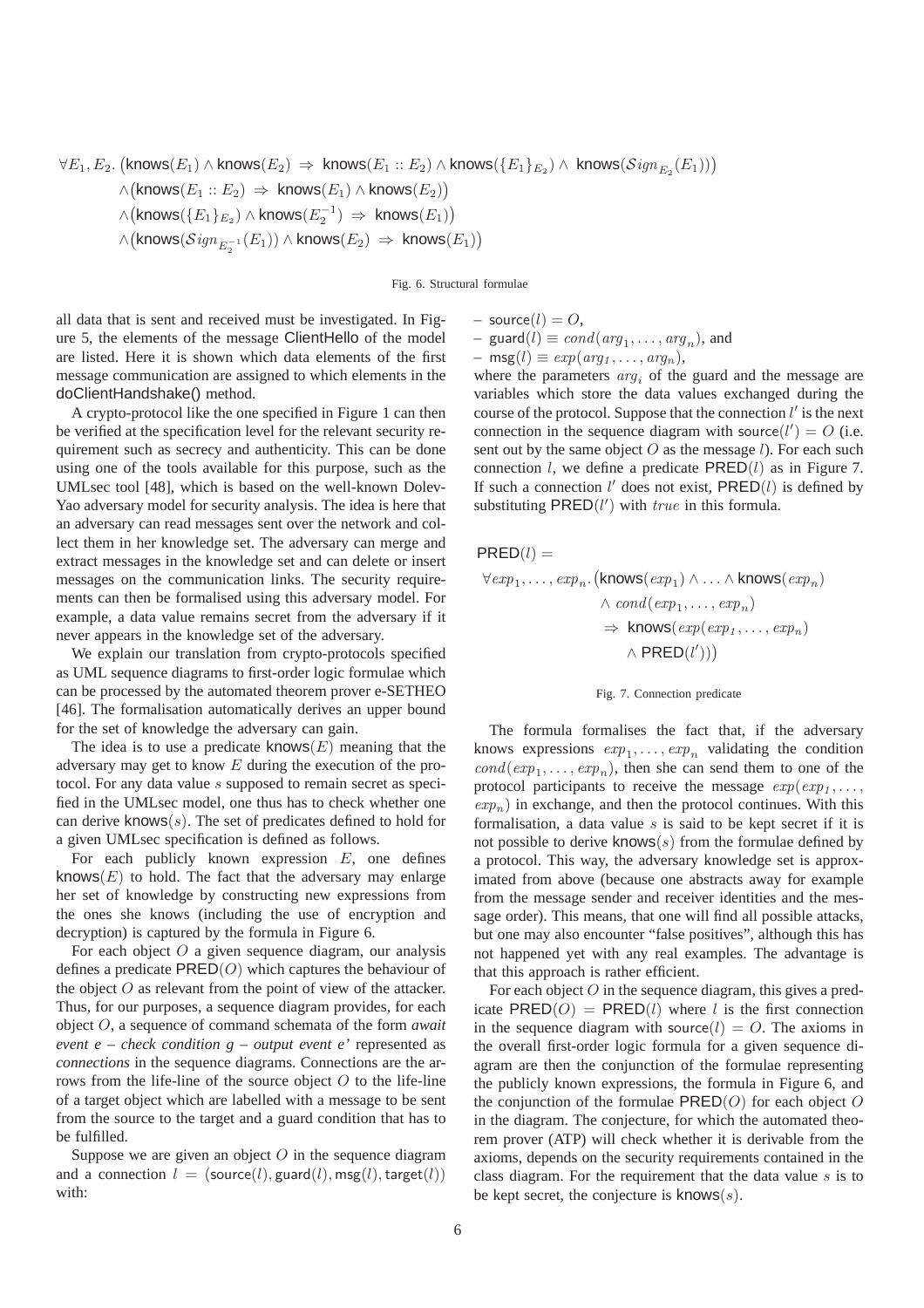$$
\begin{aligned}
\forall E_1, E_2.\ \big(&\mathsf{knows}(E_1) \wedge \mathsf{knows}(E_2) \ \Rightarrow\ \mathsf{knows}(E_1 :: E_2) \wedge \mathsf{knows}(\{E_1\}_{E_2}) \wedge\ \mathsf{knows}(\mathcal{S}ign_{E_2}(E_1))\big) \\
&\wedge \big(\mathsf{knows}(E_1 :: E_2) \ \Rightarrow\ \mathsf{knows}(E_1) \wedge \mathsf{knows}(E_2)\big) \\
&\wedge \big(\mathsf{knows}(\{E_1\}_{E_2}) \wedge \mathsf{knows}(E_2^{-1}) \ \Rightarrow\ \mathsf{knows}(E_1)\big) \\
&\wedge \big(\mathsf{knows}(\mathcal{S}ign_{E_2^{-1}}(E_1)) \wedge \mathsf{knows}(E_2) \ \Rightarrow\ \mathsf{knows}(E_1)\big)
\end{aligned}
$$

Fig. 6. Structural formulae

all data that is sent and received must be investigated. In Figure 5, the elements of the message ClientHello of the model are listed. Here it is shown which data elements of the first message communication are assigned to which elements in the doClientHandshake() method.

A crypto-protocol like the one specified in Figure 1 can then be verified at the specification level for the relevant security requirement such as secrecy and authenticity. This can be done using one of the tools available for this purpose, such as the UMLsec tool [48], which is based on the well-known Dolev-Yao adversary model for security analysis. The idea is here that an adversary can read messages sent over the network and collect them in her knowledge set. The adversary can merge and extract messages in the knowledge set and can delete or insert messages on the communication links. The security requirements can then be formalised using this adversary model. For example, a data value remains secret from the adversary if it never appears in the knowledge set of the adversary.

We explain our translation from crypto-protocols specified as UML sequence diagrams to first-order logic formulae which can be processed by the automated theorem prover e-SETHEO [46]. The formalisation automatically derives an upper bound for the set of knowledge the adversary can gain.

The idea is to use a predicate $\mathsf{knows}(E)$ meaning that the adversary may get to know $E$ during the execution of the protocol. For any data value $s$ supposed to remain secret as specified in the UMLsec model, one thus has to check whether one can derive $\mathsf{knows}(s)$. The set of predicates defined to hold for a given UMLsec specification is defined as follows.

For each publicly known expression $E$, one defines $\mathsf{knows}(E)$ to hold. The fact that the adversary may enlarge her set of knowledge by constructing new expressions from the ones she knows (including the use of encryption and decryption) is captured by the formula in Figure 6.

For each object $O$ a given sequence diagram, our analysis defines a predicate $\mathsf{PRED}(O)$ which captures the behaviour of the object $O$ as relevant from the point of view of the attacker. Thus, for our purposes, a sequence diagram provides, for each object $O$, a sequence of command schemata of the form *await event e – check condition g – output event e'* represented as *connections* in the sequence diagrams. Connections are the arrows from the life-line of the source object $O$ to the life-line of a target object which are labelled with a message to be sent from the source to the target and a guard condition that has to be fulfilled.

Suppose we are given an object $O$ in the sequence diagram and a connection $l = (\mathsf{source}(l), \mathsf{guard}(l), \mathsf{msg}(l), \mathsf{target}(l))$ with:

- $\mathsf{source}(l) = O$,
- $\mathsf{guard}(l) \equiv cond(arg_1, \ldots, arg_n)$, and
- $\mathsf{msg}(l) \equiv exp(arg_1, \ldots, arg_n)$,

where the parameters $arg_i$ of the guard and the message are variables which store the data values exchanged during the course of the protocol. Suppose that the connection $l'$ is the next connection in the sequence diagram with $\mathsf{source}(l') = O$ (i.e. sent out by the same object $O$ as the message $l$). For each such connection $l$, we define a predicate $\mathsf{PRED}(l)$ as in Figure 7. If such a connection $l'$ does not exist, $\mathsf{PRED}(l)$ is defined by substituting $\mathsf{PRED}(l')$ with $true$ in this formula.

$$
\begin{aligned}
&\mathsf{PRED}(l) = \\
&\forall exp_1, \ldots, exp_n. \big(\mathsf{knows}(exp_1) \wedge \ldots \wedge \mathsf{knows}(exp_n) \\
&\qquad\qquad \wedge\ cond(exp_1, \ldots, exp_n) \\
&\qquad\qquad \Rightarrow\ \mathsf{knows}(exp(exp_1, \ldots, exp_n) \\
&\qquad\qquad\qquad \wedge\ \mathsf{PRED}(l'))\big)
\end{aligned}
$$

Fig. 7. Connection predicate

The formula formalises the fact that, if the adversary knows expressions $exp_1, \ldots, exp_n$ validating the condition $cond(exp_1, \ldots, exp_n)$, then she can send them to one of the protocol participants to receive the message $exp(exp_1, \ldots, exp_n)$ in exchange, and then the protocol continues. With this formalisation, a data value $s$ is said to be kept secret if it is not possible to derive $\mathsf{knows}(s)$ from the formulae defined by a protocol. This way, the adversary knowledge set is approximated from above (because one abstracts away for example from the message sender and receiver identities and the message order). This means, that one will find all possible attacks, but one may also encounter "false positives", although this has not happened yet with any real examples. The advantage is that this approach is rather efficient.

For each object $O$ in the sequence diagram, this gives a predicate $\mathsf{PRED}(O) = \mathsf{PRED}(l)$ where $l$ is the first connection in the sequence diagram with $\mathsf{source}(l) = O$. The axioms in the overall first-order logic formula for a given sequence diagram are then the conjunction of the formulae representing the publicly known expressions, the formula in Figure 6, and the conjunction of the formulae $\mathsf{PRED}(O)$ for each object $O$ in the diagram. The conjecture, for which the automated theorem prover (ATP) will check whether it is derivable from the axioms, depends on the security requirements contained in the class diagram. For the requirement that the data value $s$ is to be kept secret, the conjecture is $\mathsf{knows}(s)$.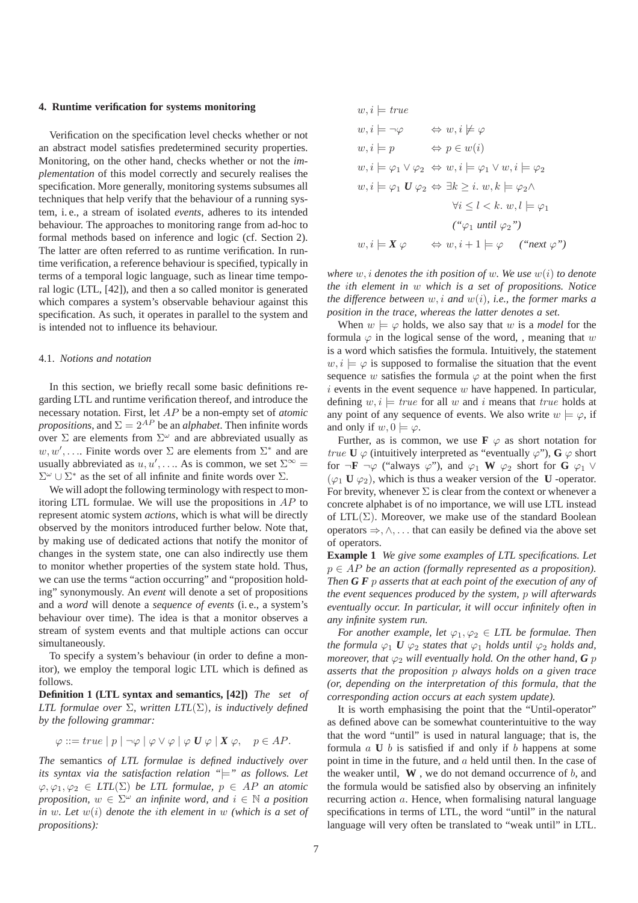## 4. Runtime verification for systems monitoring

Verification on the specification level checks whether or not an abstract model satisfies predetermined security properties. Monitoring, on the other hand, checks whether or not the *implementation* of this model correctly and securely realises the specification. More generally, monitoring systems subsumes all techniques that help verify that the behaviour of a running system, i. e., a stream of isolated *events*, adheres to its intended behaviour. The approaches to monitoring range from ad-hoc to formal methods based on inference and logic (cf. Section 2). The latter are often referred to as runtime verification. In runtime verification, a reference behaviour is specified, typically in terms of a temporal logic language, such as linear time temporal logic (LTL, [42]), and then a so called monitor is generated which compares a system's observable behaviour against this specification. As such, it operates in parallel to the system and is intended not to influence its behaviour.

### 4.1. *Notions and notation*

In this section, we briefly recall some basic definitions regarding LTL and runtime verification thereof, and introduce the necessary notation. First, let $AP$ be a non-empty set of *atomic propositions*, and $\Sigma = 2^{AP}$ be an *alphabet*. Then infinite words over $\Sigma$ are elements from $\Sigma^\omega$ and are abbreviated usually as $w, w', \ldots$. Finite words over $\Sigma$ are elements from $\Sigma^*$ and are usually abbreviated as $u, u', \ldots$. As is common, we set $\Sigma^\infty = \Sigma^\omega \cup \Sigma^*$ as the set of all infinite and finite words over $\Sigma$.

We will adopt the following terminology with respect to monitoring LTL formulae. We will use the propositions in $AP$ to represent atomic system *actions*, which is what will be directly observed by the monitors introduced further below. Note that, by making use of dedicated actions that notify the monitor of changes in the system state, one can also indirectly use them to monitor whether properties of the system state hold. Thus, we can use the terms "action occurring" and "proposition holding" synonymously. An *event* will denote a set of propositions and a *word* will denote a *sequence of events* (i. e., a system's behaviour over time). The idea is that a monitor observes a stream of system events and that multiple actions can occur simultaneously.

To specify a system's behaviour (in order to define a monitor), we employ the temporal logic LTL which is defined as follows.

**Definition 1 (LTL syntax and semantics, [42])** *The set of LTL formulae over $\Sigma$, written LTL($\Sigma$), is inductively defined by the following grammar:*

$$\varphi ::= true \mid p \mid \neg\varphi \mid \varphi \vee \varphi \mid \varphi\ \boldsymbol{U}\ \varphi \mid \boldsymbol{X}\ \varphi, \quad p \in AP.$$

*The* semantics *of LTL formulae is defined inductively over its syntax via the satisfaction relation "$\models$" as follows. Let $\varphi, \varphi_1, \varphi_2 \in$ LTL($\Sigma$) be LTL formulae, $p \in AP$ an atomic proposition, $w \in \Sigma^\omega$ an infinite word, and $i \in \mathbb{N}$ a position in $w$. Let $w(i)$ denote the $i$th element in $w$ (which is a set of propositions):*

$$
\begin{aligned}
&w, i \models true \\
&w, i \models \neg\varphi && \Leftrightarrow w, i \not\models \varphi \\
&w, i \models p && \Leftrightarrow p \in w(i) \\
&w, i \models \varphi_1 \vee \varphi_2 && \Leftrightarrow w, i \models \varphi_1 \vee w, i \models \varphi_2 \\
&w, i \models \varphi_1\ \boldsymbol{U}\ \varphi_2 && \Leftrightarrow \exists k \geq i.\ w, k \models \varphi_2 \wedge \\
& && \qquad \forall i \leq l < k.\ w, l \models \varphi_1 \\
& && \qquad \text{("}\varphi_1 \text{ until } \varphi_2\text{")} \\
&w, i \models \boldsymbol{X}\ \varphi && \Leftrightarrow w, i+1 \models \varphi \quad \text{("next } \varphi\text{")}
\end{aligned}
$$

*where $w, i$ denotes the $i$th position of $w$. We use $w(i)$ to denote the $i$th element in $w$ which is a set of propositions. Notice the difference between $w, i$ and $w(i)$, i.e., the former marks a position in the trace, whereas the latter denotes a set.*

When $w \models \varphi$ holds, we also say that $w$ is a *model* for the formula $\varphi$ in the logical sense of the word, , meaning that $w$ is a word which satisfies the formula. Intuitively, the statement $w, i \models \varphi$ is supposed to formalise the situation that the event sequence $w$ satisfies the formula $\varphi$ at the point when the first $i$ events in the event sequence $w$ have happened. In particular, defining $w, i \models true$ for all $w$ and $i$ means that $true$ holds at any point of any sequence of events. We also write $w \models \varphi$, if and only if $w, 0 \models \varphi$.

Further, as is common, we use **F** $\varphi$ as short notation for $true$ **U** $\varphi$ (intuitively interpreted as "eventually $\varphi$"), **G** $\varphi$ short for $\neg$**F** $\neg\varphi$ ("always $\varphi$"), and $\varphi_1$ **W** $\varphi_2$ short for **G** $\varphi_1 \vee (\varphi_1$ **U** $\varphi_2)$, which is thus a weaker version of the **U** -operator. For brevity, whenever $\Sigma$ is clear from the context or whenever a concrete alphabet is of no importance, we will use LTL instead of LTL($\Sigma$). Moreover, we make use of the standard Boolean operators $\Rightarrow, \wedge, \ldots$ that can easily be defined via the above set of operators.

**Example 1** *We give some examples of LTL specifications. Let $p \in AP$ be an action (formally represented as a proposition). Then **G F** $p$ asserts that at each point of the execution of any of the event sequences produced by the system, $p$ will afterwards eventually occur. In particular, it will occur infinitely often in any infinite system run.*

*For another example, let $\varphi_1, \varphi_2 \in$ LTL be formulae. Then the formula $\varphi_1$ **U** $\varphi_2$ states that $\varphi_1$ holds until $\varphi_2$ holds and, moreover, that $\varphi_2$ will eventually hold. On the other hand, **G** $p$ asserts that the proposition $p$ always holds on a given trace (or, depending on the interpretation of this formula, that the corresponding action occurs at each system update).*

It is worth emphasising the point that the "Until-operator" as defined above can be somewhat counterintuitive to the way that the word "until" is used in natural language; that is, the formula $a$ **U** $b$ is satisfied if and only if $b$ happens at some point in time in the future, and $a$ held until then. In the case of the weaker until, **W** , we do not demand occurrence of $b$, and the formula would be satisfied also by observing an infinitely recurring action $a$. Hence, when formalising natural language specifications in terms of LTL, the word "until" in the natural language will very often be translated to "weak until" in LTL.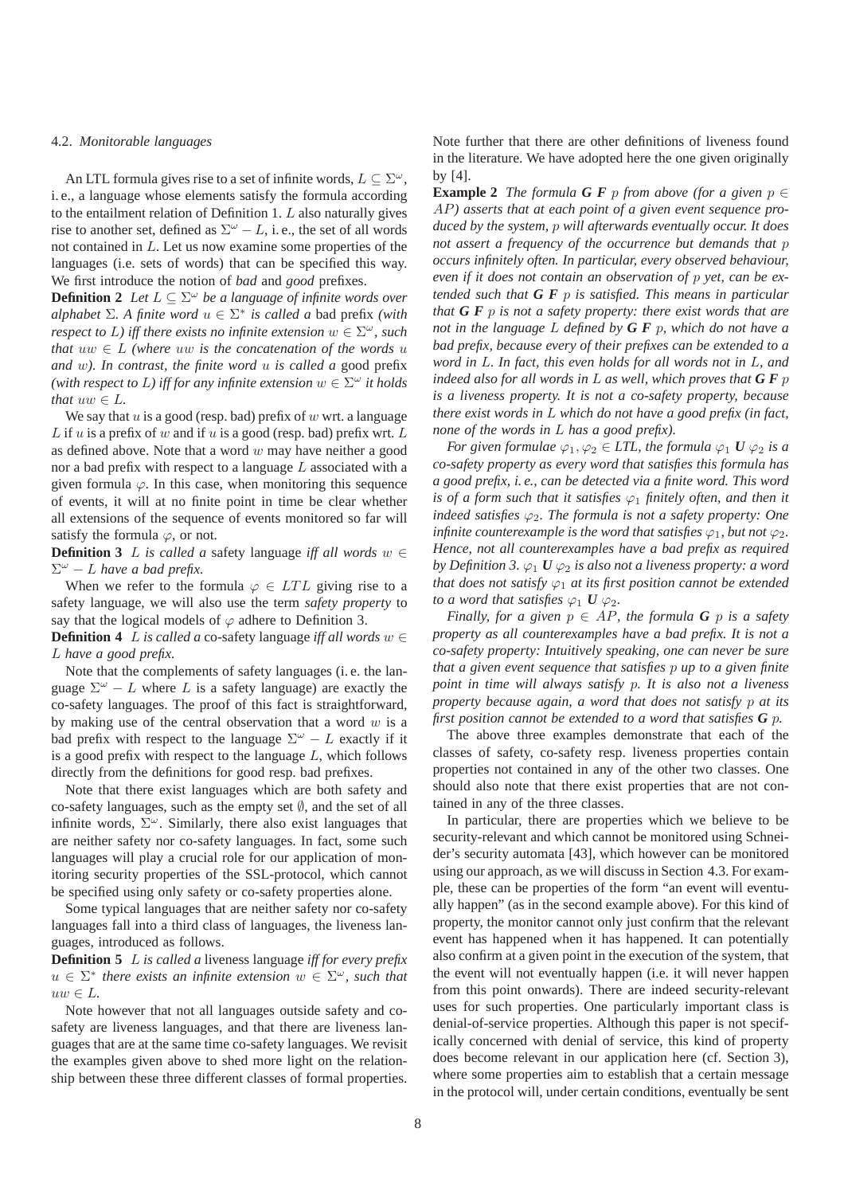### 4.2. *Monitorable languages*

An LTL formula gives rise to a set of infinite words, $L \subseteq \Sigma^\omega$, i. e., a language whose elements satisfy the formula according to the entailment relation of Definition 1. $L$ also naturally gives rise to another set, defined as $\Sigma^\omega - L$, i. e., the set of all words not contained in $L$. Let us now examine some properties of the languages (i.e. sets of words) that can be specified this way. We first introduce the notion of *bad* and *good* prefixes.

**Definition 2** *Let $L \subseteq \Sigma^\omega$ be a language of infinite words over alphabet $\Sigma$. A finite word $u \in \Sigma^*$ is called a* bad prefix *(with respect to $L$) iff there exists no infinite extension $w \in \Sigma^\omega$, such that $uw \in L$ (where $uw$ is the concatenation of the words $u$ and $w$). In contrast, the finite word $u$ is called a* good prefix *(with respect to $L$) iff for any infinite extension $w \in \Sigma^\omega$ it holds that $uw \in L$.*

We say that $u$ is a good (resp. bad) prefix of $w$ wrt. a language $L$ if $u$ is a prefix of $w$ and if $u$ is a good (resp. bad) prefix wrt. $L$ as defined above. Note that a word $w$ may have neither a good nor a bad prefix with respect to a language $L$ associated with a given formula $\varphi$. In this case, when monitoring this sequence of events, it will at no finite point in time be clear whether all extensions of the sequence of events monitored so far will satisfy the formula $\varphi$, or not.

**Definition 3** *$L$ is called a* safety language *iff all words $w \in \Sigma^\omega - L$ have a bad prefix.*

When we refer to the formula $\varphi \in LTL$ giving rise to a safety language, we will also use the term *safety property* to say that the logical models of $\varphi$ adhere to Definition 3.

**Definition 4** *$L$ is called a* co-safety language *iff all words $w \in L$ have a good prefix.*

Note that the complements of safety languages (i. e. the language $\Sigma^\omega - L$ where $L$ is a safety language) are exactly the co-safety languages. The proof of this fact is straightforward, by making use of the central observation that a word $w$ is a bad prefix with respect to the language $\Sigma^\omega - L$ exactly if it is a good prefix with respect to the language $L$, which follows directly from the definitions for good resp. bad prefixes.

Note that there exist languages which are both safety and co-safety languages, such as the empty set $\emptyset$, and the set of all infinite words, $\Sigma^\omega$. Similarly, there also exist languages that are neither safety nor co-safety languages. In fact, some such languages will play a crucial role for our application of monitoring security properties of the SSL-protocol, which cannot be specified using only safety or co-safety properties alone.

Some typical languages that are neither safety nor co-safety languages fall into a third class of languages, the liveness languages, introduced as follows.

**Definition 5** *$L$ is called a* liveness language *iff for every prefix $u \in \Sigma^*$ there exists an infinite extension $w \in \Sigma^\omega$, such that $uw \in L$.*

Note however that not all languages outside safety and co-safety are liveness languages, and that there are liveness languages that are at the same time co-safety languages. We revisit the examples given above to shed more light on the relationship between these three different classes of formal properties.

Note further that there are other definitions of liveness found in the literature. We have adopted here the one given originally by [4].

**Example 2** *The formula **G F** $p$ from above (for a given $p \in AP$) asserts that at each point of a given event sequence produced by the system, $p$ will afterwards eventually occur. It does not assert a frequency of the occurrence but demands that $p$ occurs infinitely often. In particular, every observed behaviour, even if it does not contain an observation of $p$ yet, can be extended such that **G F** $p$ is satisfied. This means in particular that **G F** $p$ is not a safety property: there exist words that are not in the language $L$ defined by **G F** $p$, which do not have a bad prefix, because every of their prefixes can be extended to a word in $L$. In fact, this even holds for all words not in $L$, and indeed also for all words in $L$ as well, which proves that **G F** $p$ is a liveness property. It is not a co-safety property, because there exist words in $L$ which do not have a good prefix (in fact, none of the words in $L$ has a good prefix).*

*For given formulae $\varphi_1, \varphi_2 \in LTL$, the formula $\varphi_1$ **U** $\varphi_2$ is a co-safety property as every word that satisfies this formula has a good prefix, i. e., can be detected via a finite word. This word is of a form such that it satisfies $\varphi_1$ finitely often, and then it indeed satisfies $\varphi_2$. The formula is not a safety property: One infinite counterexample is the word that satisfies $\varphi_1$, but not $\varphi_2$. Hence, not all counterexamples have a bad prefix as required by Definition 3. $\varphi_1$ **U** $\varphi_2$ is also not a liveness property: a word that does not satisfy $\varphi_1$ at its first position cannot be extended to a word that satisfies $\varphi_1$ **U** $\varphi_2$.*

*Finally, for a given $p \in AP$, the formula **G** $p$ is a safety property as all counterexamples have a bad prefix. It is not a co-safety property: Intuitively speaking, one can never be sure that a given event sequence that satisfies $p$ up to a given finite point in time will always satisfy $p$. It is also not a liveness property because again, a word that does not satisfy $p$ at its first position cannot be extended to a word that satisfies **G** $p$.*

The above three examples demonstrate that each of the classes of safety, co-safety resp. liveness properties contain properties not contained in any of the other two classes. One should also note that there exist properties that are not contained in any of the three classes.

In particular, there are properties which we believe to be security-relevant and which cannot be monitored using Schneider's security automata [43], which however can be monitored using our approach, as we will discuss in Section 4.3. For example, these can be properties of the form "an event will eventually happen" (as in the second example above). For this kind of property, the monitor cannot only just confirm that the relevant event has happened when it has happened. It can potentially also confirm at a given point in the execution of the system, that the event will not eventually happen (i.e. it will never happen from this point onwards). There are indeed security-relevant uses for such properties. One particularly important class is denial-of-service properties. Although this paper is not specifically concerned with denial of service, this kind of property does become relevant in our application here (cf. Section 3), where some properties aim to establish that a certain message in the protocol will, under certain conditions, eventually be sent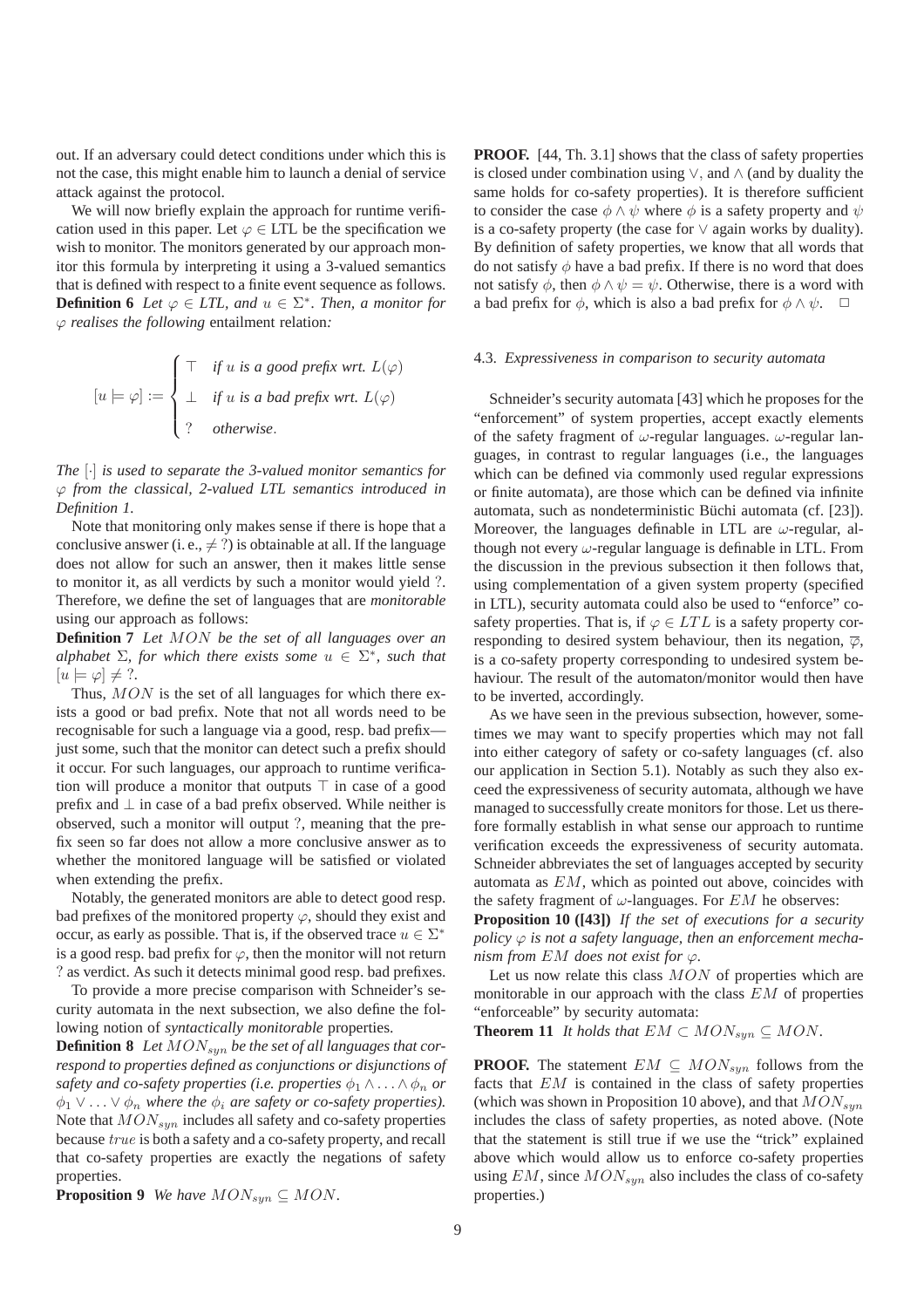out. If an adversary could detect conditions under which this is not the case, this might enable him to launch a denial of service attack against the protocol.

We will now briefly explain the approach for runtime verification used in this paper. Let $\varphi \in$ LTL be the specification we wish to monitor. The monitors generated by our approach monitor this formula by interpreting it using a 3-valued semantics that is defined with respect to a finite event sequence as follows.

**Definition 6** *Let $\varphi \in LTL$, and $u \in \Sigma^*$. Then, a monitor for $\varphi$ realises the following* entailment relation*:*

$$[u \models \varphi] := \begin{cases} \top & \text{if } u \text{ is a good prefix wrt. } L(\varphi) \\ \bot & \text{if } u \text{ is a bad prefix wrt. } L(\varphi) \\ ? & \text{otherwise.} \end{cases}$$

*The $[\cdot]$ is used to separate the 3-valued monitor semantics for $\varphi$ from the classical, 2-valued LTL semantics introduced in Definition 1.*

Note that monitoring only makes sense if there is hope that a conclusive answer (i. e., $\neq ?$) is obtainable at all. If the language does not allow for such an answer, then it makes little sense to monitor it, as all verdicts by such a monitor would yield ?. Therefore, we define the set of languages that are *monitorable* using our approach as follows:

**Definition 7** *Let $MON$ be the set of all languages over an alphabet $\Sigma$, for which there exists some $u \in \Sigma^*$, such that $[u \models \varphi] \neq ?$.*

Thus, $MON$ is the set of all languages for which there exists a good or bad prefix. Note that not all words need to be recognisable for such a language via a good, resp. bad prefix—just some, such that the monitor can detect such a prefix should it occur. For such languages, our approach to runtime verification will produce a monitor that outputs $\top$ in case of a good prefix and $\bot$ in case of a bad prefix observed. While neither is observed, such a monitor will output ?, meaning that the prefix seen so far does not allow a more conclusive answer as to whether the monitored language will be satisfied or violated when extending the prefix.

Notably, the generated monitors are able to detect good resp. bad prefixes of the monitored property $\varphi$, should they exist and occur, as early as possible. That is, if the observed trace $u \in \Sigma^*$ is a good resp. bad prefix for $\varphi$, then the monitor will not return ? as verdict. As such it detects minimal good resp. bad prefixes.

To provide a more precise comparison with Schneider's security automata in the next subsection, we also define the following notion of *syntactically monitorable* properties.

**Definition 8** *Let $MON_{syn}$ be the set of all languages that correspond to properties defined as conjunctions or disjunctions of safety and co-safety properties (i.e. properties $\phi_1 \wedge \ldots \wedge \phi_n$ or $\phi_1 \vee \ldots \vee \phi_n$ where the $\phi_i$ are safety or co-safety properties).*

Note that $MON_{syn}$ includes all safety and co-safety properties because $true$ is both a safety and a co-safety property, and recall that co-safety properties are exactly the negations of safety properties.

**Proposition 9** *We have $MON_{syn} \subseteq MON$.*

**PROOF.** [44, Th. 3.1] shows that the class of safety properties is closed under combination using $\vee$, and $\wedge$ (and by duality the same holds for co-safety properties). It is therefore sufficient to consider the case $\phi \wedge \psi$ where $\phi$ is a safety property and $\psi$ is a co-safety property (the case for $\vee$ again works by duality). By definition of safety properties, we know that all words that do not satisfy $\phi$ have a bad prefix. If there is no word that does not satisfy $\phi$, then $\phi \wedge \psi = \psi$. Otherwise, there is a word with a bad prefix for $\phi$, which is also a bad prefix for $\phi \wedge \psi$. □

### 4.3. *Expressiveness in comparison to security automata*

Schneider's security automata [43] which he proposes for the "enforcement" of system properties, accept exactly elements of the safety fragment of $\omega$-regular languages. $\omega$-regular languages, in contrast to regular languages (i.e., the languages which can be defined via commonly used regular expressions or finite automata), are those which can be defined via infinite automata, such as nondeterministic Büchi automata (cf. [23]). Moreover, the languages definable in LTL are $\omega$-regular, although not every $\omega$-regular language is definable in LTL. From the discussion in the previous subsection it then follows that, using complementation of a given system property (specified in LTL), security automata could also be used to "enforce" co-safety properties. That is, if $\varphi \in LTL$ is a safety property corresponding to desired system behaviour, then its negation, $\overline{\varphi}$, is a co-safety property corresponding to undesired system behaviour. The result of the automaton/monitor would then have to be inverted, accordingly.

As we have seen in the previous subsection, however, sometimes we may want to specify properties which may not fall into either category of safety or co-safety languages (cf. also our application in Section 5.1). Notably as such they also exceed the expressiveness of security automata, although we have managed to successfully create monitors for those. Let us therefore formally establish in what sense our approach to runtime verification exceeds the expressiveness of security automata. Schneider abbreviates the set of languages accepted by security automata as $EM$, which as pointed out above, coincides with the safety fragment of $\omega$-languages. For $EM$ he observes:

**Proposition 10 ([43])** *If the set of executions for a security policy $\varphi$ is not a safety language, then an enforcement mechanism from $EM$ does not exist for $\varphi$.*

Let us now relate this class $MON$ of properties which are monitorable in our approach with the class $EM$ of properties "enforceable" by security automata:

**Theorem 11** *It holds that $EM \subset MON_{syn} \subseteq MON$.*

**PROOF.** The statement $EM \subseteq MON_{syn}$ follows from the facts that $EM$ is contained in the class of safety properties (which was shown in Proposition 10 above), and that $MON_{syn}$ includes the class of safety properties, as noted above. (Note that the statement is still true if we use the "trick" explained above which would allow us to enforce co-safety properties using $EM$, since $MON_{syn}$ also includes the class of co-safety properties.)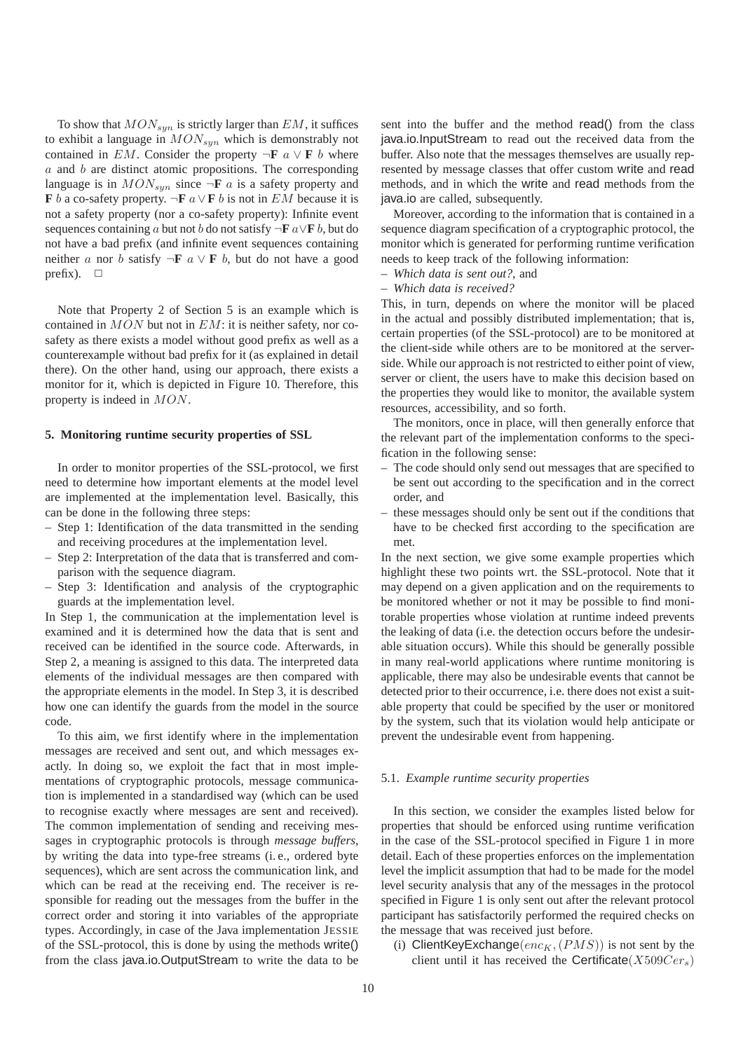To show that $MON_{syn}$ is strictly larger than $EM$, it suffices to exhibit a language in $MON_{syn}$ which is demonstrably not contained in $EM$. Consider the property $\neg\mathbf{F}\ a \vee \mathbf{F}\ b$ where $a$ and $b$ are distinct atomic propositions. The corresponding language is in $MON_{syn}$ since $\neg\mathbf{F}\ a$ is a safety property and $\mathbf{F}\ b$ a co-safety property. $\neg\mathbf{F}\ a \vee \mathbf{F}\ b$ is not in $EM$ because it is not a safety property (nor a co-safety property): Infinite event sequences containing $a$ but not $b$ do not satisfy $\neg\mathbf{F}\ a \vee \mathbf{F}\ b$, but do not have a bad prefix (and infinite event sequences containing neither $a$ nor $b$ satisfy $\neg\mathbf{F}\ a \vee \mathbf{F}\ b$, but do not have a good prefix). □

Note that Property 2 of Section 5 is an example which is contained in $MON$ but not in $EM$: it is neither safety, nor co-safety as there exists a model without good prefix as well as a counterexample without bad prefix for it (as explained in detail there). On the other hand, using our approach, there exists a monitor for it, which is depicted in Figure 10. Therefore, this property is indeed in $MON$.

## 5. Monitoring runtime security properties of SSL

In order to monitor properties of the SSL-protocol, we first need to determine how important elements at the model level are implemented at the implementation level. Basically, this can be done in the following three steps:

- Step 1: Identification of the data transmitted in the sending and receiving procedures at the implementation level.
- Step 2: Interpretation of the data that is transferred and comparison with the sequence diagram.
- Step 3: Identification and analysis of the cryptographic guards at the implementation level.

In Step 1, the communication at the implementation level is examined and it is determined how the data that is sent and received can be identified in the source code. Afterwards, in Step 2, a meaning is assigned to this data. The interpreted data elements of the individual messages are then compared with the appropriate elements in the model. In Step 3, it is described how one can identify the guards from the model in the source code.

To this aim, we first identify where in the implementation messages are received and sent out, and which messages exactly. In doing so, we exploit the fact that in most implementations of cryptographic protocols, message communication is implemented in a standardised way (which can be used to recognise exactly where messages are sent and received). The common implementation of sending and receiving messages in cryptographic protocols is through *message buffers*, by writing the data into type-free streams (i. e., ordered byte sequences), which are sent across the communication link, and which can be read at the receiving end. The receiver is responsible for reading out the messages from the buffer in the correct order and storing it into variables of the appropriate types. Accordingly, in case of the Java implementation JESSIE of the SSL-protocol, this is done by using the methods write() from the class java.io.OutputStream to write the data to be sent into the buffer and the method read() from the class java.io.InputStream to read out the received data from the buffer. Also note that the messages themselves are usually represented by message classes that offer custom write and read methods, and in which the write and read methods from the java.io are called, subsequently.

Moreover, according to the information that is contained in a sequence diagram specification of a cryptographic protocol, the monitor which is generated for performing runtime verification needs to keep track of the following information:

- *Which data is sent out?*, and
- *Which data is received?*

This, in turn, depends on where the monitor will be placed in the actual and possibly distributed implementation; that is, certain properties (of the SSL-protocol) are to be monitored at the client-side while others are to be monitored at the server-side. While our approach is not restricted to either point of view, server or client, the users have to make this decision based on the properties they would like to monitor, the available system resources, accessibility, and so forth.

The monitors, once in place, will then generally enforce that the relevant part of the implementation conforms to the specification in the following sense:

- The code should only send out messages that are specified to be sent out according to the specification and in the correct order, and
- these messages should only be sent out if the conditions that have to be checked first according to the specification are met.

In the next section, we give some example properties which highlight these two points wrt. the SSL-protocol. Note that it may depend on a given application and on the requirements to be monitored whether or not it may be possible to find monitorable properties whose violation at runtime indeed prevents the leaking of data (i.e. the detection occurs before the undesirable situation occurs). While this should be generally possible in many real-world applications where runtime monitoring is applicable, there may also be undesirable events that cannot be detected prior to their occurrence, i.e. there does not exist a suitable property that could be specified by the user or monitored by the system, such that its violation would help anticipate or prevent the undesirable event from happening.

### 5.1. *Example runtime security properties*

In this section, we consider the examples listed below for properties that should be enforced using runtime verification in the case of the SSL-protocol specified in Figure 1 in more detail. Each of these properties enforces on the implementation level the implicit assumption that had to be made for the model level security analysis that any of the messages in the protocol specified in Figure 1 is only sent out after the relevant protocol participant has satisfactorily performed the required checks on the message that was received just before.

(i) ClientKeyExchange($enc_K, (PMS)$) is not sent by the client until it has received the Certificate($X509Cer_s$)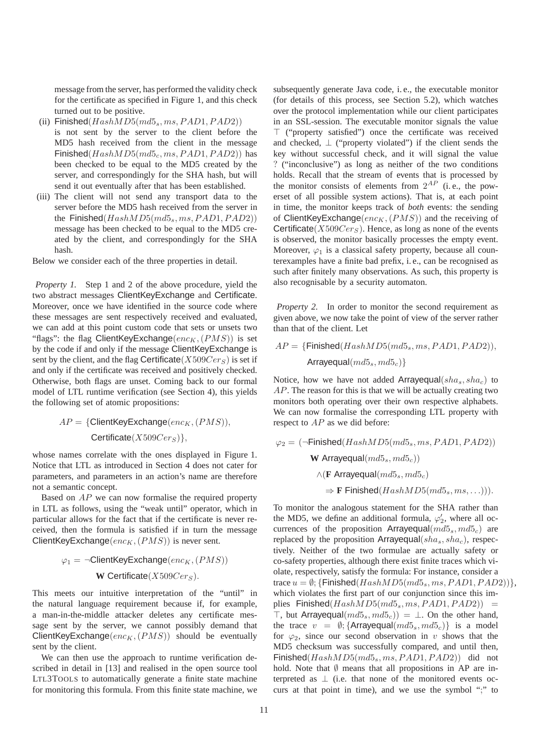message from the server, has performed the validity check for the certificate as specified in Figure 1, and this check turned out to be positive.

(ii) $\mathsf{Finished}(HashMD5(md5_s, ms, PAD1, PAD2))$ is not sent by the server to the client before the MD5 hash received from the client in the message $\mathsf{Finished}(HashMD5(md5_c, ms, PAD1, PAD2))$ has been checked to be equal to the MD5 created by the server, and correspondingly for the SHA hash, but will send it out eventually after that has been established.

(iii) The client will not send any transport data to the server before the MD5 hash received from the server in the $\mathsf{Finished}(HashMD5(md5_s, ms, PAD1, PAD2))$ message has been checked to be equal to the MD5 created by the client, and correspondingly for the SHA hash.

Below we consider each of the three properties in detail.

*Property 1.* Step 1 and 2 of the above procedure, yield the two abstract messages ClientKeyExchange and Certificate. Moreover, once we have identified in the source code where these messages are sent respectively received and evaluated, we can add at this point custom code that sets or unsets two "flags": the flag $\mathsf{ClientKeyExchange}(enc_K, (PMS))$ is set by the code if and only if the message ClientKeyExchange is sent by the client, and the flag $\mathsf{Certificate}(X509Cer_S)$ is set if and only if the certificate was received and positively checked. Otherwise, both flags are unset. Coming back to our formal model of LTL runtime verification (see Section 4), this yields the following set of atomic propositions:

$$AP = \{\mathsf{ClientKeyExchange}(enc_K, (PMS)),\\ \mathsf{Certificate}(X509Cer_S)\},$$

whose names correlate with the ones displayed in Figure 1. Notice that LTL as introduced in Section 4 does not cater for parameters, and parameters in an action's name are therefore not a semantic concept.

Based on $AP$ we can now formalise the required property in LTL as follows, using the "weak until" operator, which in particular allows for the fact that if the certificate is never received, then the formula is satisfied if in turn the message $\mathsf{ClientKeyExchange}(enc_K, (PMS))$ is never sent.

$$\varphi_1 = \neg\mathsf{ClientKeyExchange}(enc_K, (PMS))\\ \mathbf{W}\ \mathsf{Certificate}(X509Cer_S).$$

This meets our intuitive interpretation of the "until" in the natural language requirement because if, for example, a man-in-the-middle attacker deletes any certificate message sent by the server, we cannot possibly demand that $\mathsf{ClientKeyExchange}(enc_K, (PMS))$ should be eventually sent by the client.

We can then use the approach to runtime verification described in detail in [13] and realised in the open source tool LTL3TOOLS to automatically generate a finite state machine for monitoring this formula. From this finite state machine, we subsequently generate Java code, i. e., the executable monitor (for details of this process, see Section 5.2), which watches over the protocol implementation while our client participates in an SSL-session. The executable monitor signals the value $\top$ ("property satisfied") once the certificate was received and checked, $\bot$ ("property violated") if the client sends the key without successful check, and it will signal the value ? ("inconclusive") as long as neither of the two conditions holds. Recall that the stream of events that is processed by the monitor consists of elements from $2^{AP}$ (i. e., the powerset of all possible system actions). That is, at each point in time, the monitor keeps track of *both* events: the sending of $\mathsf{ClientKeyExchange}(enc_K, (PMS))$ and the receiving of $\mathsf{Certificate}(X509Cer_S)$. Hence, as long as none of the events is observed, the monitor basically processes the empty event. Moreover, $\varphi_1$ is a classical safety property, because all counterexamples have a finite bad prefix, i. e., can be recognised as such after finitely many observations. As such, this property is also recognisable by a security automaton.

*Property 2.* In order to monitor the second requirement as given above, we now take the point of view of the server rather than that of the client. Let

$$AP = \{\mathsf{Finished}(HashMD5(md5_s, ms, PAD1, PAD2)),\\ \mathsf{Arrayequal}(md5_s, md5_c)\}$$

Notice, how we have not added $\mathsf{Arrayequal}(sha_s, sha_c)$ to $AP$. The reason for this is that we will be actually creating two monitors both operating over their own respective alphabets. We can now formalise the corresponding LTL property with respect to $AP$ as we did before:

$$\varphi_2 = (\neg\mathsf{Finished}(HashMD5(md5_s, ms, PAD1, PAD2))\\ \mathbf{W}\ \mathsf{Arrayequal}(md5_s, md5_c))\\ \wedge(\mathbf{F}\ \mathsf{Arrayequal}(md5_s, md5_c)\\ \Rightarrow \mathbf{F}\ \mathsf{Finished}(HashMD5(md5_s, ms, \ldots))).$$

To monitor the analogous statement for the SHA rather than the MD5, we define an additional formula, $\varphi_2'$, where all occurrences of the proposition $\mathsf{Arrayequal}(md5_s, md5_c)$ are replaced by the proposition $\mathsf{Arrayequal}(sha_s, sha_c)$, respectively. Neither of the two formulae are actually safety or co-safety properties, although there exist finite traces which violate, respectively, satisfy the formula: For instance, consider a trace $u = \emptyset; \{\mathsf{Finished}(HashMD5(md5_s, ms, PAD1, PAD2))\}$, which violates the first part of our conjunction since this implies $\mathsf{Finished}(HashMD5(md5_s, ms, PAD1, PAD2)) = \top$, but $\mathsf{Arrayequal}(md5_s, md5_c)) = \bot$. On the other hand, the trace $v = \emptyset; \{\mathsf{Arrayequal}(md5_s, md5_c)\}$ is a model for $\varphi_2$, since our second observation in $v$ shows that the MD5 checksum was successfully compared, and until then, $\mathsf{Finished}(HashMD5(md5_s, ms, PAD1, PAD2))$ did not hold. Note that $\emptyset$ means that all propositions in AP are interpreted as $\bot$ (i.e. that none of the monitored events occurs at that point in time), and we use the symbol ";" to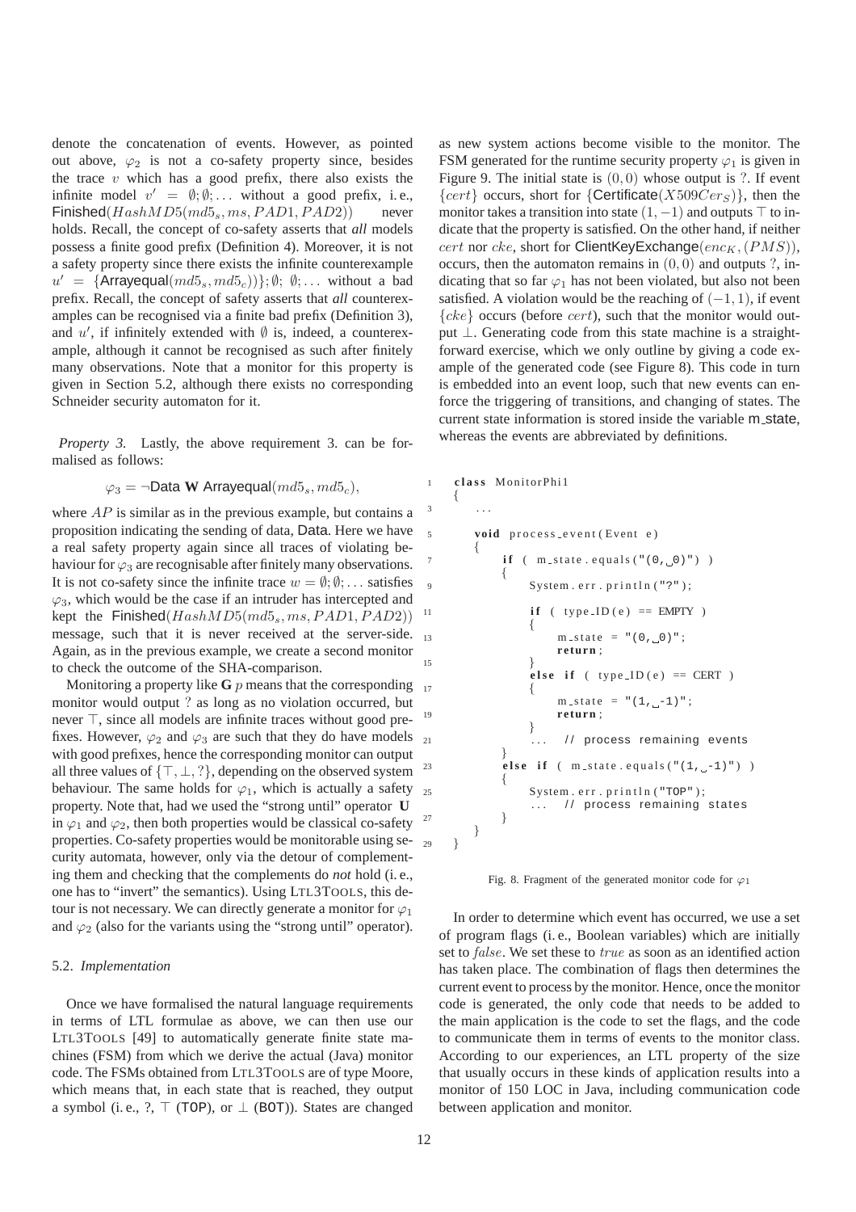denote the concatenation of events. However, as pointed out above, $\varphi_2$ is not a co-safety property since, besides the trace $v$ which has a good prefix, there also exists the infinite model $v' = \emptyset; \emptyset; \ldots$ without a good prefix, i. e., $\mathsf{Finished}(HashMD5(md5_s, ms, PAD1, PAD2))$ never holds. Recall, the concept of co-safety asserts that *all* models possess a finite good prefix (Definition 4). Moreover, it is not a safety property since there exists the infinite counterexample $u' = \{\mathsf{Arrayequal}(md5_s, md5_c))\}; \emptyset;\ \emptyset; \ldots$ without a bad prefix. Recall, the concept of safety asserts that *all* counterexamples can be recognised via a finite bad prefix (Definition 3), and $u'$, if infinitely extended with $\emptyset$ is, indeed, a counterexample, although it cannot be recognised as such after finitely many observations. Note that a monitor for this property is given in Section 5.2, although there exists no corresponding Schneider security automaton for it.

*Property 3.* Lastly, the above requirement 3. can be formalised as follows:

$$\varphi_3 = \neg\mathsf{Data}\ \mathbf{W}\ \mathsf{Arrayequal}(md5_s, md5_c),$$

where $AP$ is similar as in the previous example, but contains a proposition indicating the sending of data, Data. Here we have a real safety property again since all traces of violating behaviour for $\varphi_3$ are recognisable after finitely many observations. It is not co-safety since the infinite trace $w = \emptyset; \emptyset; \ldots$ satisfies $\varphi_3$, which would be the case if an intruder has intercepted and kept the $\mathsf{Finished}(HashMD5(md5_s, ms, PAD1, PAD2))$ message, such that it is never received at the server-side. Again, as in the previous example, we create a second monitor to check the outcome of the SHA-comparison.

Monitoring a property like $\mathbf{G}\ p$ means that the corresponding monitor would output ? as long as no violation occurred, but never $\top$, since all models are infinite traces without good prefixes. However, $\varphi_2$ and $\varphi_3$ are such that they do have models with good prefixes, hence the corresponding monitor can output all three values of $\{\top, \bot, ?\}$, depending on the observed system behaviour. The same holds for $\varphi_1$, which is actually a safety property. Note that, had we used the "strong until" operator $\mathbf{U}$ in $\varphi_1$ and $\varphi_2$, then both properties would be classical co-safety properties. Co-safety properties would be monitorable using security automata, however, only via the detour of complementing them and checking that the complements do *not* hold (i. e., one has to "invert" the semantics). Using LTL3TOOLS, this detour is not necessary. We can directly generate a monitor for $\varphi_1$ and $\varphi_2$ (also for the variants using the "strong until" operator).

### 5.2. *Implementation*

Once we have formalised the natural language requirements in terms of LTL formulae as above, we can then use our LTL3TOOLS [49] to automatically generate finite state machines (FSM) from which we derive the actual (Java) monitor code. The FSMs obtained from LTL3TOOLS are of type Moore, which means that, in each state that is reached, they output a symbol (i. e., ?, $\top$ (TOP), or $\bot$ (BOT)). States are changed as new system actions become visible to the monitor. The FSM generated for the runtime security property $\varphi_1$ is given in Figure 9. The initial state is $(0, 0)$ whose output is ?. If event $\{cert\}$ occurs, short for $\{\mathsf{Certificate}(X509Cer_S)\}$, then the monitor takes a transition into state $(1, -1)$ and outputs $\top$ to indicate that the property is satisfied. On the other hand, if neither $cert$ nor $cke$, short for $\mathsf{ClientKeyExchange}(enc_K, (PMS))$, occurs, then the automaton remains in $(0, 0)$ and outputs ?, indicating that so far $\varphi_1$ has not been violated, but also not been satisfied. A violation would be the reaching of $(-1, 1)$, if event $\{cke\}$ occurs (before $cert$), such that the monitor would output $\bot$. Generating code from this state machine is a straightforward exercise, which we only outline by giving a code example of the generated code (see Figure 8). This code in turn is embedded into an event loop, such that new events can enforce the triggering of transitions, and changing of states. The current state information is stored inside the variable m_state, whereas the events are abbreviated by definitions.

```
class MonitorPhi1
{
    ...

    void process_event(Event e)
    {
        if ( m_state.equals("(0, 0)") )
        {
            System.err.println("?");

            if ( type_ID(e) == EMPTY )
            {
                m_state = "(0, 0)";
                return;
            }
            else if ( type_ID(e) == CERT )
            {
                m_state = "(1, -1)";
                return;
            }
            ...  // process remaining events
        }
        else if ( m_state.equals("(1, -1)") )
        {
            System.err.println("TOP");
            ...  // process remaining states
        }
    }
}
```

Fig. 8. Fragment of the generated monitor code for $\varphi_1$

In order to determine which event has occurred, we use a set of program flags (i. e., Boolean variables) which are initially set to $false$. We set these to $true$ as soon as an identified action has taken place. The combination of flags then determines the current event to process by the monitor. Hence, once the monitor code is generated, the only code that needs to be added to the main application is the code to set the flags, and the code to communicate them in terms of events to the monitor class. According to our experiences, an LTL property of the size that usually occurs in these kinds of application results into a monitor of 150 LOC in Java, including communication code between application and monitor.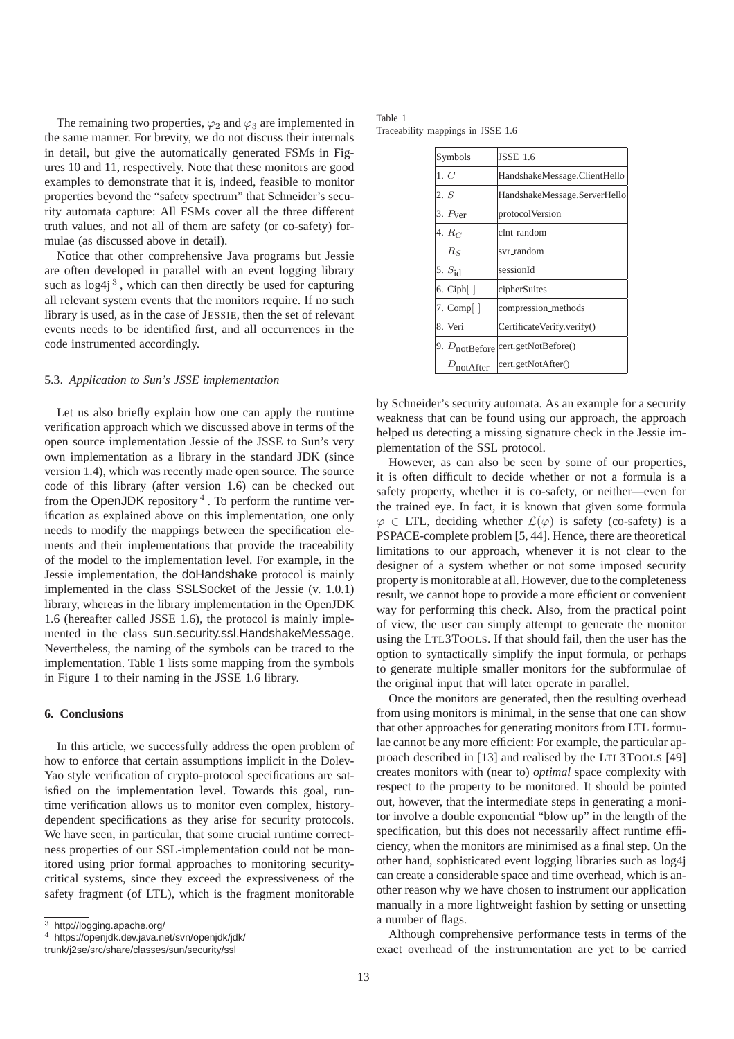The remaining two properties, $\varphi_2$ and $\varphi_3$ are implemented in the same manner. For brevity, we do not discuss their internals in detail, but give the automatically generated FSMs in Figures 10 and 11, respectively. Note that these monitors are good examples to demonstrate that it is, indeed, feasible to monitor properties beyond the "safety spectrum" that Schneider's security automata capture: All FSMs cover all the three different truth values, and not all of them are safety (or co-safety) formulae (as discussed above in detail).

Notice that other comprehensive Java programs but Jessie are often developed in parallel with an event logging library such as log4j [3], which can then directly be used for capturing all relevant system events that the monitors require. If no such library is used, as in the case of JESSIE, then the set of relevant events needs to be identified first, and all occurrences in the code instrumented accordingly.

### 5.3. *Application to Sun's JSSE implementation*

Let us also briefly explain how one can apply the runtime verification approach which we discussed above in terms of the open source implementation Jessie of the JSSE to Sun's very own implementation as a library in the standard JDK (since version 1.4), which was recently made open source. The source code of this library (after version 1.6) can be checked out from the OpenJDK repository [4]. To perform the runtime verification as explained above on this implementation, one only needs to modify the mappings between the specification elements and their implementations that provide the traceability of the model to the implementation level. For example, in the Jessie implementation, the doHandshake protocol is mainly implemented in the class SSLSocket of the Jessie (v. 1.0.1) library, whereas in the library implementation in the OpenJDK 1.6 (hereafter called JSSE 1.6), the protocol is mainly implemented in the class sun.security.ssl.HandshakeMessage. Nevertheless, the naming of the symbols can be traced to the implementation. Table 1 lists some mapping from the symbols in Figure 1 to their naming in the JSSE 1.6 library.

Table 1
Traceability mappings in JSSE 1.6

| Symbols | JSSE 1.6 |
|---|---|
| 1. $C$ | HandshakeMessage.ClientHello |
| 2. $S$ | HandshakeMessage.ServerHello |
| 3. $P_{\text{ver}}$ | protocolVersion |
| 4. $R_C$ | clnt_random |
| $R_S$ | svr_random |
| 5. $S_{\text{id}}$ | sessionId |
| 6. Ciph[ ] | cipherSuites |
| 7. Comp[ ] | compression_methods |
| 8. Veri | CertificateVerify.verify() |
| 9. $D_{\text{notBefore}}$ | cert.getNotBefore() |
| $D_{\text{notAfter}}$ | cert.getNotAfter() |

## 6. Conclusions

In this article, we successfully address the open problem of how to enforce that certain assumptions implicit in the Dolev-Yao style verification of crypto-protocol specifications are satisfied on the implementation level. Towards this goal, runtime verification allows us to monitor even complex, history-dependent specifications as they arise for security protocols. We have seen, in particular, that some crucial runtime correctness properties of our SSL-implementation could not be monitored using prior formal approaches to monitoring security-critical systems, since they exceed the expressiveness of the safety fragment (of LTL), which is the fragment monitorable by Schneider's security automata. As an example for a security weakness that can be found using our approach, the approach helped us detecting a missing signature check in the Jessie implementation of the SSL protocol.

However, as can also be seen by some of our properties, it is often difficult to decide whether or not a formula is a safety property, whether it is co-safety, or neither—even for the trained eye. In fact, it is known that given some formula $\varphi \in$ LTL, deciding whether $\mathcal{L}(\varphi)$ is safety (co-safety) is a PSPACE-complete problem [5, 44]. Hence, there are theoretical limitations to our approach, whenever it is not clear to the designer of a system whether or not some imposed security property is monitorable at all. However, due to the completeness result, we cannot hope to provide a more efficient or convenient way for performing this check. Also, from the practical point of view, the user can simply attempt to generate the monitor using the LTL3TOOLS. If that should fail, then the user has the option to syntactically simplify the input formula, or perhaps to generate multiple smaller monitors for the subformulae of the original input that will later operate in parallel.

Once the monitors are generated, then the resulting overhead from using monitors is minimal, in the sense that one can show that other approaches for generating monitors from LTL formulae cannot be any more efficient: For example, the particular approach described in [13] and realised by the LTL3TOOLS [49] creates monitors with (near to) *optimal* space complexity with respect to the property to be monitored. It should be pointed out, however, that the intermediate steps in generating a monitor involve a double exponential "blow up" in the length of the specification, but this does not necessarily affect runtime efficiency, when the monitors are minimised as a final step. On the other hand, sophisticated event logging libraries such as log4j can create a considerable space and time overhead, which is another reason why we have chosen to instrument our application manually in a more lightweight fashion by setting or unsetting a number of flags.

Although comprehensive performance tests in terms of the exact overhead of the instrumentation are yet to be carried

---

[3] http://logging.apache.org/

[4] https://openjdk.dev.java.net/svn/openjdk/jdk/trunk/j2se/src/share/classes/sun/security/ssl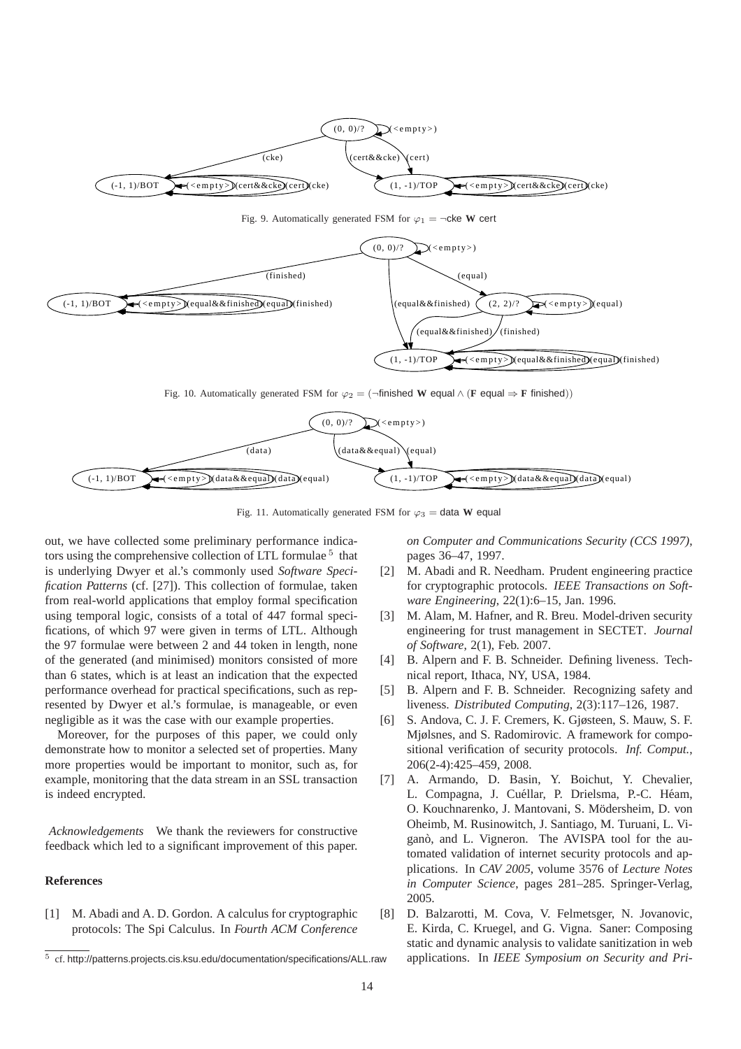Fig. 9. Automatically generated FSM for $\varphi_1 = \neg\text{cke } \mathbf{W} \text{ cert}$

Fig. 10. Automatically generated FSM for $\varphi_2 = (\neg\text{finished } \mathbf{W} \text{ equal} \wedge (\mathbf{F} \text{ equal} \Rightarrow \mathbf{F} \text{ finished}))$

Fig. 11. Automatically generated FSM for $\varphi_3 = \text{data } \mathbf{W} \text{ equal}$

out, we have collected some preliminary performance indicators using the comprehensive collection of LTL formulae [5] that is underlying Dwyer et al.'s commonly used *Software Specification Patterns* (cf. [27]). This collection of formulae, taken from real-world applications that employ formal specification using temporal logic, consists of a total of 447 formal specifications, of which 97 were given in terms of LTL. Although the 97 formulae were between 2 and 44 token in length, none of the generated (and minimised) monitors consisted of more than 6 states, which is at least an indication that the expected performance overhead for practical specifications, such as represented by Dwyer et al.'s formulae, is manageable, or even negligible as it was the case with our example properties.

Moreover, for the purposes of this paper, we could only demonstrate how to monitor a selected set of properties. Many more properties would be important to monitor, such as, for example, monitoring that the data stream in an SSL transaction is indeed encrypted.

*Acknowledgements* We thank the reviewers for constructive feedback which led to a significant improvement of this paper.

## References

[1] M. Abadi and A. D. Gordon. A calculus for cryptographic protocols: The Spi Calculus. In *Fourth ACM Conference on Computer and Communications Security (CCS 1997)*, pages 36–47, 1997.

[2] M. Abadi and R. Needham. Prudent engineering practice for cryptographic protocols. *IEEE Transactions on Software Engineering*, 22(1):6–15, Jan. 1996.

[3] M. Alam, M. Hafner, and R. Breu. Model-driven security engineering for trust management in SECTET. *Journal of Software*, 2(1), Feb. 2007.

[4] B. Alpern and F. B. Schneider. Defining liveness. Technical report, Ithaca, NY, USA, 1984.

[5] B. Alpern and F. B. Schneider. Recognizing safety and liveness. *Distributed Computing*, 2(3):117–126, 1987.

[6] S. Andova, C. J. F. Cremers, K. Gjøsteen, S. Mauw, S. F. Mjølsnes, and S. Radomirovic. A framework for compositional verification of security protocols. *Inf. Comput.*, 206(2-4):425–459, 2008.

[7] A. Armando, D. Basin, Y. Boichut, Y. Chevalier, L. Compagna, J. Cuéllar, P. Drielsma, P.-C. Héam, O. Kouchnarenko, J. Mantovani, S. Mödersheim, D. von Oheimb, M. Rusinowitch, J. Santiago, M. Turuani, L. Viganò, and L. Vigneron. The AVISPA tool for the automated validation of internet security protocols and applications. In *CAV 2005*, volume 3576 of *Lecture Notes in Computer Science*, pages 281–285. Springer-Verlag, 2005.

[8] D. Balzarotti, M. Cova, V. Felmetsger, N. Jovanovic, E. Kirda, C. Kruegel, and G. Vigna. Saner: Composing static and dynamic analysis to validate sanitization in web applications. In *IEEE Symposium on Security and Pri-*

[5] cf. http://patterns.projects.cis.ksu.edu/documentation/specifications/ALL.raw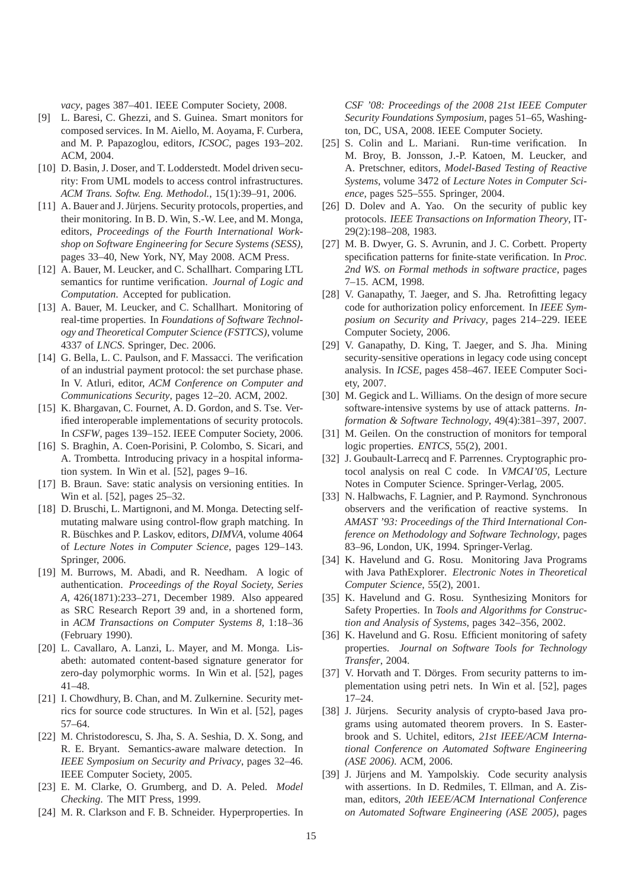*vacy*, pages 387–401. IEEE Computer Society, 2008.

[9] L. Baresi, C. Ghezzi, and S. Guinea. Smart monitors for composed services. In M. Aiello, M. Aoyama, F. Curbera, and M. P. Papazoglou, editors, *ICSOC*, pages 193–202. ACM, 2004.

[10] D. Basin, J. Doser, and T. Lodderstedt. Model driven security: From UML models to access control infrastructures. *ACM Trans. Softw. Eng. Methodol.*, 15(1):39–91, 2006.

[11] A. Bauer and J. Jürjens. Security protocols, properties, and their monitoring. In B. D. Win, S.-W. Lee, and M. Monga, editors, *Proceedings of the Fourth International Workshop on Software Engineering for Secure Systems (SESS)*, pages 33–40, New York, NY, May 2008. ACM Press.

[12] A. Bauer, M. Leucker, and C. Schallhart. Comparing LTL semantics for runtime verification. *Journal of Logic and Computation*. Accepted for publication.

[13] A. Bauer, M. Leucker, and C. Schallhart. Monitoring of real-time properties. In *Foundations of Software Technology and Theoretical Computer Science (FSTTCS)*, volume 4337 of *LNCS*. Springer, Dec. 2006.

[14] G. Bella, L. C. Paulson, and F. Massacci. The verification of an industrial payment protocol: the set purchase phase. In V. Atluri, editor, *ACM Conference on Computer and Communications Security*, pages 12–20. ACM, 2002.

[15] K. Bhargavan, C. Fournet, A. D. Gordon, and S. Tse. Verified interoperable implementations of security protocols. In *CSFW*, pages 139–152. IEEE Computer Society, 2006.

[16] S. Braghin, A. Coen-Porisini, P. Colombo, S. Sicari, and A. Trombetta. Introducing privacy in a hospital information system. In Win et al. [52], pages 9–16.

[17] B. Braun. Save: static analysis on versioning entities. In Win et al. [52], pages 25–32.

[18] D. Bruschi, L. Martignoni, and M. Monga. Detecting self-mutating malware using control-flow graph matching. In R. Büschkes and P. Laskov, editors, *DIMVA*, volume 4064 of *Lecture Notes in Computer Science*, pages 129–143. Springer, 2006.

[19] M. Burrows, M. Abadi, and R. Needham. A logic of authentication. *Proceedings of the Royal Society, Series A*, 426(1871):233–271, December 1989. Also appeared as SRC Research Report 39 and, in a shortened form, in *ACM Transactions on Computer Systems 8*, 1:18–36 (February 1990).

[20] L. Cavallaro, A. Lanzi, L. Mayer, and M. Monga. Lisabeth: automated content-based signature generator for zero-day polymorphic worms. In Win et al. [52], pages 41–48.

[21] I. Chowdhury, B. Chan, and M. Zulkernine. Security metrics for source code structures. In Win et al. [52], pages 57–64.

[22] M. Christodorescu, S. Jha, S. A. Seshia, D. X. Song, and R. E. Bryant. Semantics-aware malware detection. In *IEEE Symposium on Security and Privacy*, pages 32–46. IEEE Computer Society, 2005.

[23] E. M. Clarke, O. Grumberg, and D. A. Peled. *Model Checking*. The MIT Press, 1999.

[24] M. R. Clarkson and F. B. Schneider. Hyperproperties. In *CSF '08: Proceedings of the 2008 21st IEEE Computer Security Foundations Symposium*, pages 51–65, Washington, DC, USA, 2008. IEEE Computer Society.

[25] S. Colin and L. Mariani. Run-time verification. In M. Broy, B. Jonsson, J.-P. Katoen, M. Leucker, and A. Pretschner, editors, *Model-Based Testing of Reactive Systems*, volume 3472 of *Lecture Notes in Computer Science*, pages 525–555. Springer, 2004.

[26] D. Dolev and A. Yao. On the security of public key protocols. *IEEE Transactions on Information Theory*, IT-29(2):198–208, 1983.

[27] M. B. Dwyer, G. S. Avrunin, and J. C. Corbett. Property specification patterns for finite-state verification. In *Proc. 2nd WS. on Formal methods in software practice*, pages 7–15. ACM, 1998.

[28] V. Ganapathy, T. Jaeger, and S. Jha. Retrofitting legacy code for authorization policy enforcement. In *IEEE Symposium on Security and Privacy*, pages 214–229. IEEE Computer Society, 2006.

[29] V. Ganapathy, D. King, T. Jaeger, and S. Jha. Mining security-sensitive operations in legacy code using concept analysis. In *ICSE*, pages 458–467. IEEE Computer Society, 2007.

[30] M. Gegick and L. Williams. On the design of more secure software-intensive systems by use of attack patterns. *Information & Software Technology*, 49(4):381–397, 2007.

[31] M. Geilen. On the construction of monitors for temporal logic properties. *ENTCS*, 55(2), 2001.

[32] J. Goubault-Larrecq and F. Parrennes. Cryptographic protocol analysis on real C code. In *VMCAI'05*, Lecture Notes in Computer Science. Springer-Verlag, 2005.

[33] N. Halbwachs, F. Lagnier, and P. Raymond. Synchronous observers and the verification of reactive systems. In *AMAST '93: Proceedings of the Third International Conference on Methodology and Software Technology*, pages 83–96, London, UK, 1994. Springer-Verlag.

[34] K. Havelund and G. Rosu. Monitoring Java Programs with Java PathExplorer. *Electronic Notes in Theoretical Computer Science*, 55(2), 2001.

[35] K. Havelund and G. Rosu. Synthesizing Monitors for Safety Properties. In *Tools and Algorithms for Construction and Analysis of Systems*, pages 342–356, 2002.

[36] K. Havelund and G. Rosu. Efficient monitoring of safety properties. *Journal on Software Tools for Technology Transfer*, 2004.

[37] V. Horvath and T. Dörges. From security patterns to implementation using petri nets. In Win et al. [52], pages 17–24.

[38] J. Jürjens. Security analysis of crypto-based Java programs using automated theorem provers. In S. Easterbrook and S. Uchitel, editors, *21st IEEE/ACM International Conference on Automated Software Engineering (ASE 2006)*. ACM, 2006.

[39] J. Jürjens and M. Yampolskiy. Code security analysis with assertions. In D. Redmiles, T. Ellman, and A. Zisman, editors, *20th IEEE/ACM International Conference on Automated Software Engineering (ASE 2005)*, pages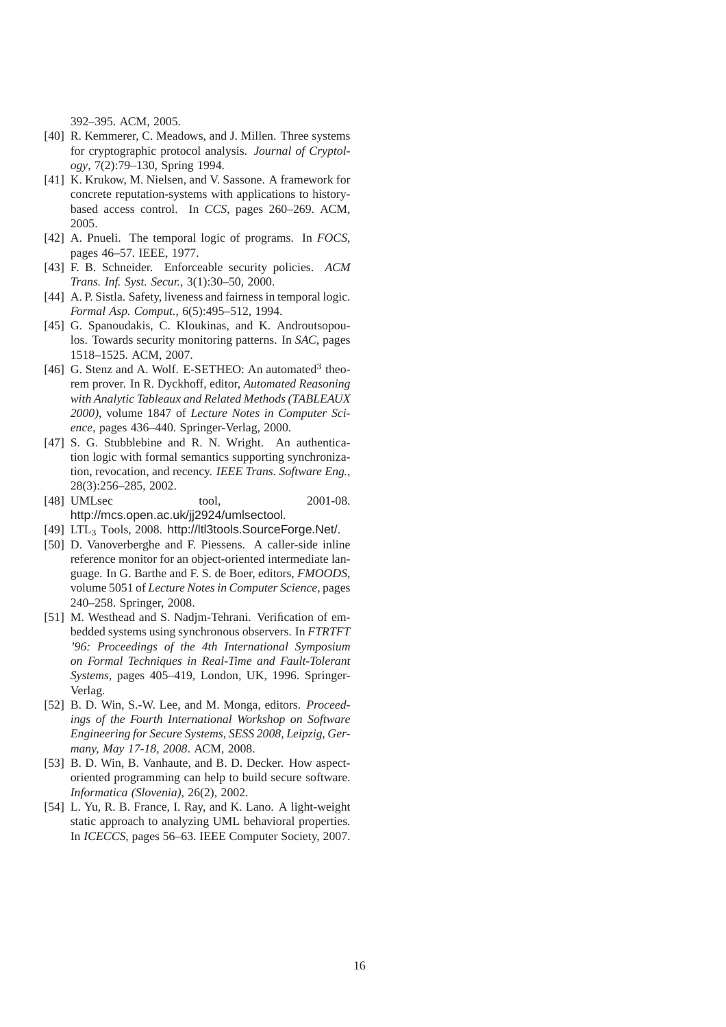392–395. ACM, 2005.

[40] R. Kemmerer, C. Meadows, and J. Millen. Three systems for cryptographic protocol analysis. *Journal of Cryptology*, 7(2):79–130, Spring 1994.

[41] K. Krukow, M. Nielsen, and V. Sassone. A framework for concrete reputation-systems with applications to history-based access control. In *CCS*, pages 260–269. ACM, 2005.

[42] A. Pnueli. The temporal logic of programs. In *FOCS*, pages 46–57. IEEE, 1977.

[43] F. B. Schneider. Enforceable security policies. *ACM Trans. Inf. Syst. Secur.*, 3(1):30–50, 2000.

[44] A. P. Sistla. Safety, liveness and fairness in temporal logic. *Formal Asp. Comput.*, 6(5):495–512, 1994.

[45] G. Spanoudakis, C. Kloukinas, and K. Androutsopoulos. Towards security monitoring patterns. In *SAC*, pages 1518–1525. ACM, 2007.

[46] G. Stenz and A. Wolf. E-SETHEO: An automated$^3$ theorem prover. In R. Dyckhoff, editor, *Automated Reasoning with Analytic Tableaux and Related Methods (TABLEAUX 2000)*, volume 1847 of *Lecture Notes in Computer Science*, pages 436–440. Springer-Verlag, 2000.

[47] S. G. Stubblebine and R. N. Wright. An authentication logic with formal semantics supporting synchronization, revocation, and recency. *IEEE Trans. Software Eng.*, 28(3):256–285, 2002.

[48] UMLsec tool, 2001-08. http://mcs.open.ac.uk/jj2924/umlsectool.

[49] $LTL_3$ Tools, 2008. http://ltl3tools.SourceForge.Net/.

[50] D. Vanoverberghe and F. Piessens. A caller-side inline reference monitor for an object-oriented intermediate language. In G. Barthe and F. S. de Boer, editors, *FMOODS*, volume 5051 of *Lecture Notes in Computer Science*, pages 240–258. Springer, 2008.

[51] M. Westhead and S. Nadjm-Tehrani. Verification of embedded systems using synchronous observers. In *FTRTFT '96: Proceedings of the 4th International Symposium on Formal Techniques in Real-Time and Fault-Tolerant Systems*, pages 405–419, London, UK, 1996. Springer-Verlag.

[52] B. D. Win, S.-W. Lee, and M. Monga, editors. *Proceedings of the Fourth International Workshop on Software Engineering for Secure Systems, SESS 2008, Leipzig, Germany, May 17-18, 2008*. ACM, 2008.

[53] B. D. Win, B. Vanhaute, and B. D. Decker. How aspect-oriented programming can help to build secure software. *Informatica (Slovenia)*, 26(2), 2002.

[54] L. Yu, R. B. France, I. Ray, and K. Lano. A light-weight static approach to analyzing UML behavioral properties. In *ICECCS*, pages 56–63. IEEE Computer Society, 2007.